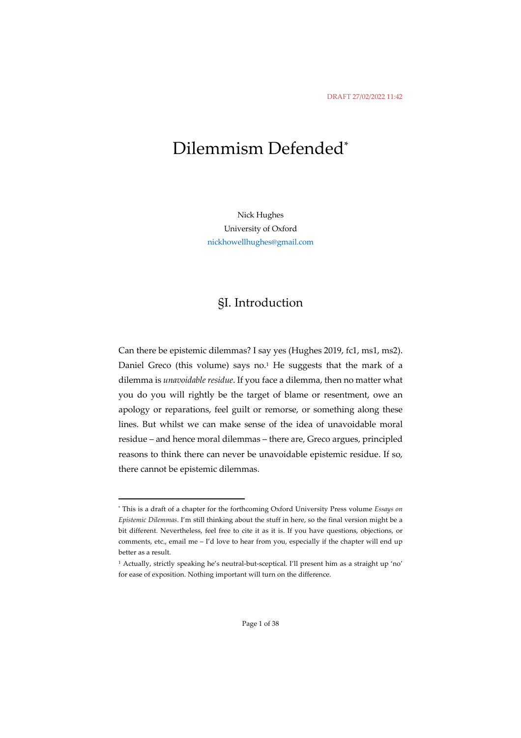DRAFT 27/02/2022 11:42

# Dilemmism Defended[*]

Nick Hughes
University of Oxford
nickhowellhughes@gmail.com

## §I. Introduction

Can there be epistemic dilemmas? I say yes (Hughes 2019, fc1, ms1, ms2). Daniel Greco (this volume) says no.[1] He suggests that the mark of a dilemma is *unavoidable residue*. If you face a dilemma, then no matter what you do you will rightly be the target of blame or resentment, owe an apology or reparations, feel guilt or remorse, or something along these lines. But whilst we can make sense of the idea of unavoidable moral residue – and hence moral dilemmas – there are, Greco argues, principled reasons to think there can never be unavoidable epistemic residue. If so, there cannot be epistemic dilemmas.

---

[*] This is a draft of a chapter for the forthcoming Oxford University Press volume *Essays on Epistemic Dilemmas*. I'm still thinking about the stuff in here, so the final version might be a bit different. Nevertheless, feel free to cite it as it is. If you have questions, objections, or comments, etc., email me – I'd love to hear from you, especially if the chapter will end up better as a result.

[1] Actually, strictly speaking he's neutral-but-sceptical. I'll present him as a straight up 'no' for ease of exposition. Nothing important will turn on the difference.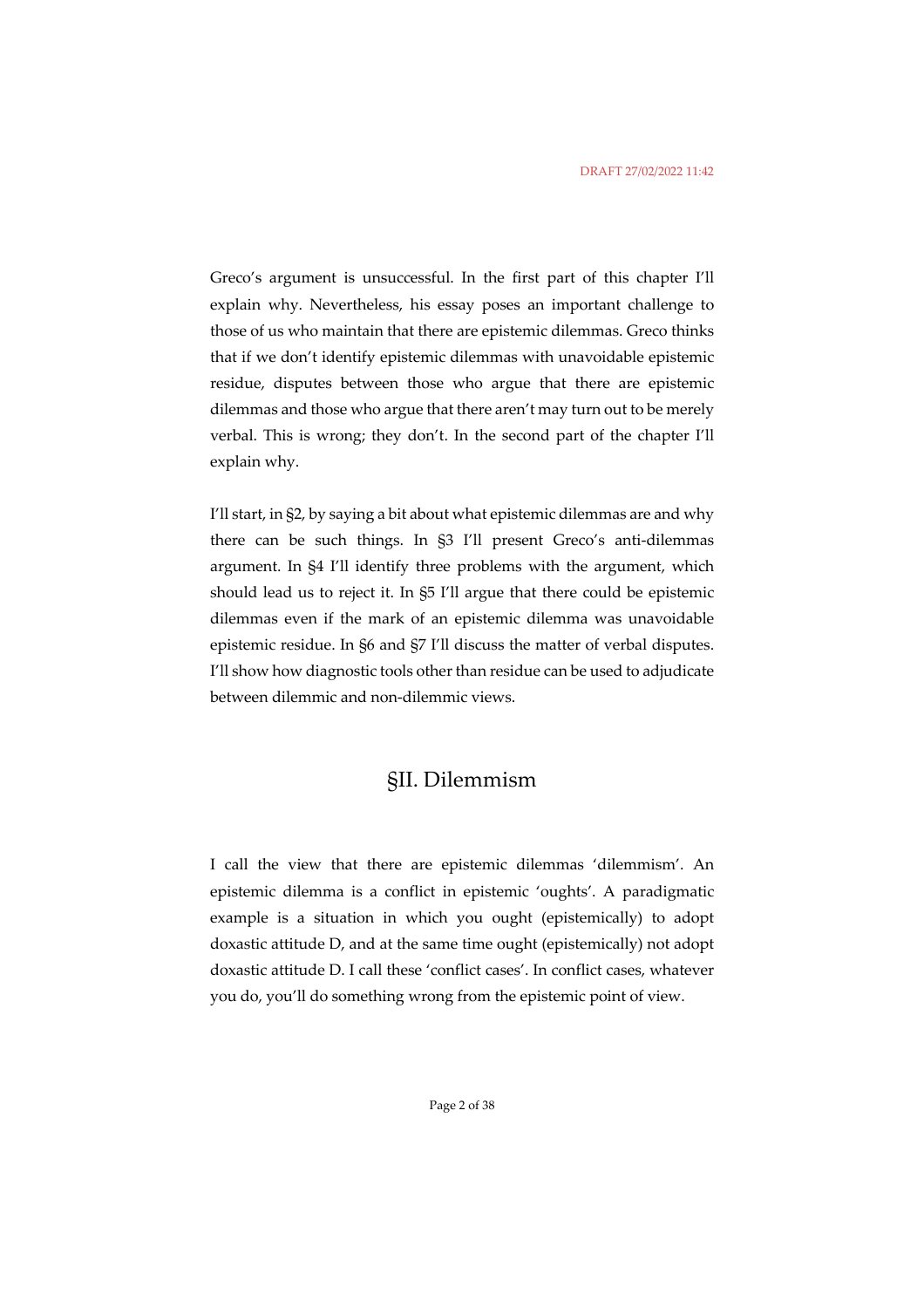Greco's argument is unsuccessful. In the first part of this chapter I'll explain why. Nevertheless, his essay poses an important challenge to those of us who maintain that there are epistemic dilemmas. Greco thinks that if we don't identify epistemic dilemmas with unavoidable epistemic residue, disputes between those who argue that there are epistemic dilemmas and those who argue that there aren't may turn out to be merely verbal. This is wrong; they don't. In the second part of the chapter I'll explain why.

I'll start, in §2, by saying a bit about what epistemic dilemmas are and why there can be such things. In §3 I'll present Greco's anti-dilemmas argument. In §4 I'll identify three problems with the argument, which should lead us to reject it. In §5 I'll argue that there could be epistemic dilemmas even if the mark of an epistemic dilemma was unavoidable epistemic residue. In §6 and §7 I'll discuss the matter of verbal disputes. I'll show how diagnostic tools other than residue can be used to adjudicate between dilemmic and non-dilemmic views.

## §II. Dilemmism

I call the view that there are epistemic dilemmas 'dilemmism'. An epistemic dilemma is a conflict in epistemic 'oughts'. A paradigmatic example is a situation in which you ought (epistemically) to adopt doxastic attitude D, and at the same time ought (epistemically) not adopt doxastic attitude D. I call these 'conflict cases'. In conflict cases, whatever you do, you'll do something wrong from the epistemic point of view.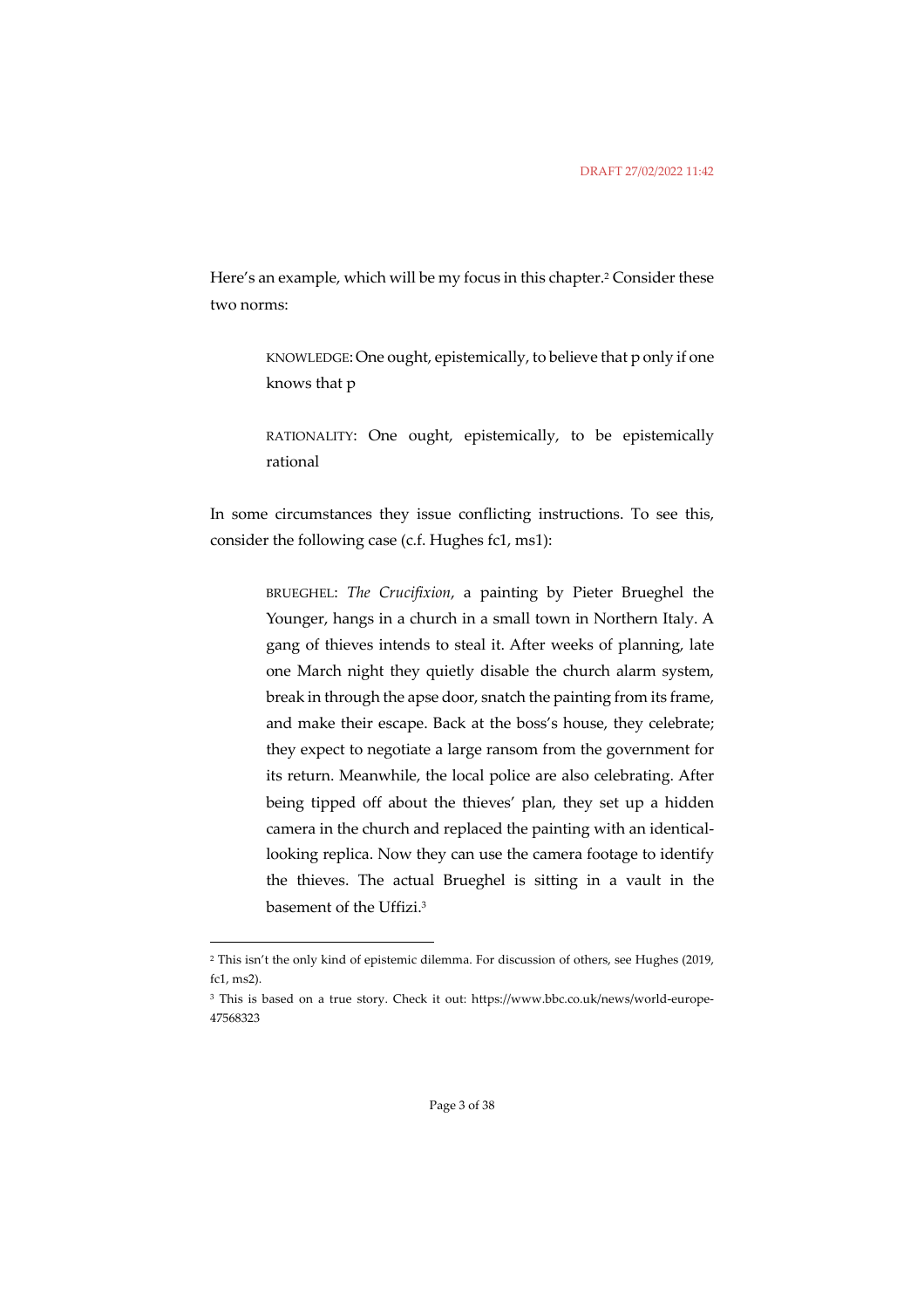Here's an example, which will be my focus in this chapter.[2] Consider these two norms:

> KNOWLEDGE: One ought, epistemically, to believe that p only if one knows that p

> RATIONALITY: One ought, epistemically, to be epistemically rational

In some circumstances they issue conflicting instructions. To see this, consider the following case (c.f. Hughes fc1, ms1):

> BRUEGHEL: *The Crucifixion*, a painting by Pieter Brueghel the Younger, hangs in a church in a small town in Northern Italy. A gang of thieves intends to steal it. After weeks of planning, late one March night they quietly disable the church alarm system, break in through the apse door, snatch the painting from its frame, and make their escape. Back at the boss's house, they celebrate; they expect to negotiate a large ransom from the government for its return. Meanwhile, the local police are also celebrating. After being tipped off about the thieves' plan, they set up a hidden camera in the church and replaced the painting with an identical-looking replica. Now they can use the camera footage to identify the thieves. The actual Brueghel is sitting in a vault in the basement of the Uffizi.[3]

---

[2] This isn't the only kind of epistemic dilemma. For discussion of others, see Hughes (2019, fc1, ms2).

[3] This is based on a true story. Check it out: https://www.bbc.co.uk/news/world-europe-47568323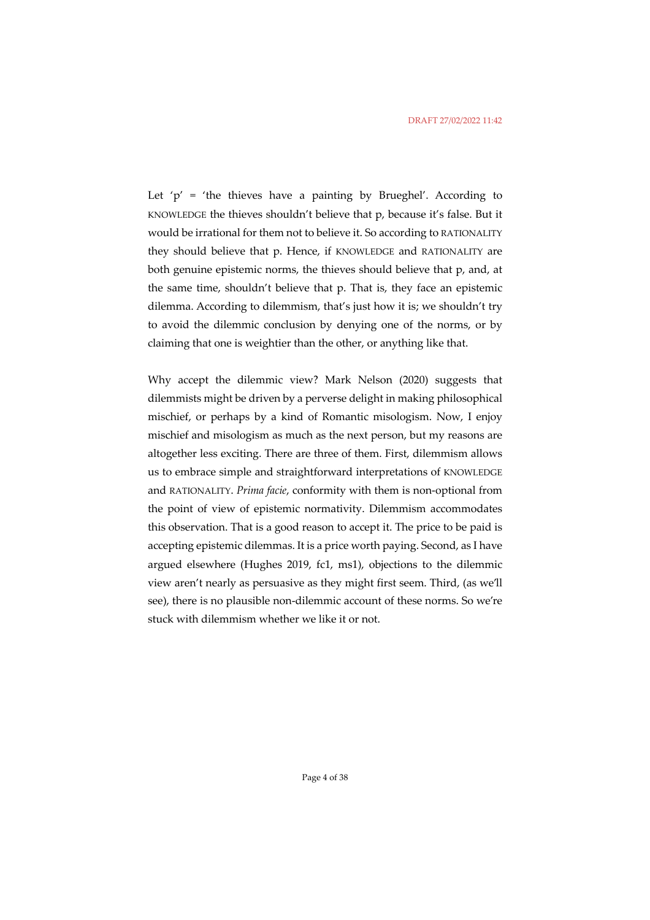Let 'p' = 'the thieves have a painting by Brueghel'. According to KNOWLEDGE the thieves shouldn't believe that p, because it's false. But it would be irrational for them not to believe it. So according to RATIONALITY they should believe that p. Hence, if KNOWLEDGE and RATIONALITY are both genuine epistemic norms, the thieves should believe that p, and, at the same time, shouldn't believe that p. That is, they face an epistemic dilemma. According to dilemmism, that's just how it is; we shouldn't try to avoid the dilemmic conclusion by denying one of the norms, or by claiming that one is weightier than the other, or anything like that.

Why accept the dilemmic view? Mark Nelson (2020) suggests that dilemmists might be driven by a perverse delight in making philosophical mischief, or perhaps by a kind of Romantic misologism. Now, I enjoy mischief and misologism as much as the next person, but my reasons are altogether less exciting. There are three of them. First, dilemmism allows us to embrace simple and straightforward interpretations of KNOWLEDGE and RATIONALITY. *Prima facie*, conformity with them is non-optional from the point of view of epistemic normativity. Dilemmism accommodates this observation. That is a good reason to accept it. The price to be paid is accepting epistemic dilemmas. It is a price worth paying. Second, as I have argued elsewhere (Hughes 2019, fc1, ms1), objections to the dilemmic view aren't nearly as persuasive as they might first seem. Third, (as we'll see), there is no plausible non-dilemmic account of these norms. So we're stuck with dilemmism whether we like it or not.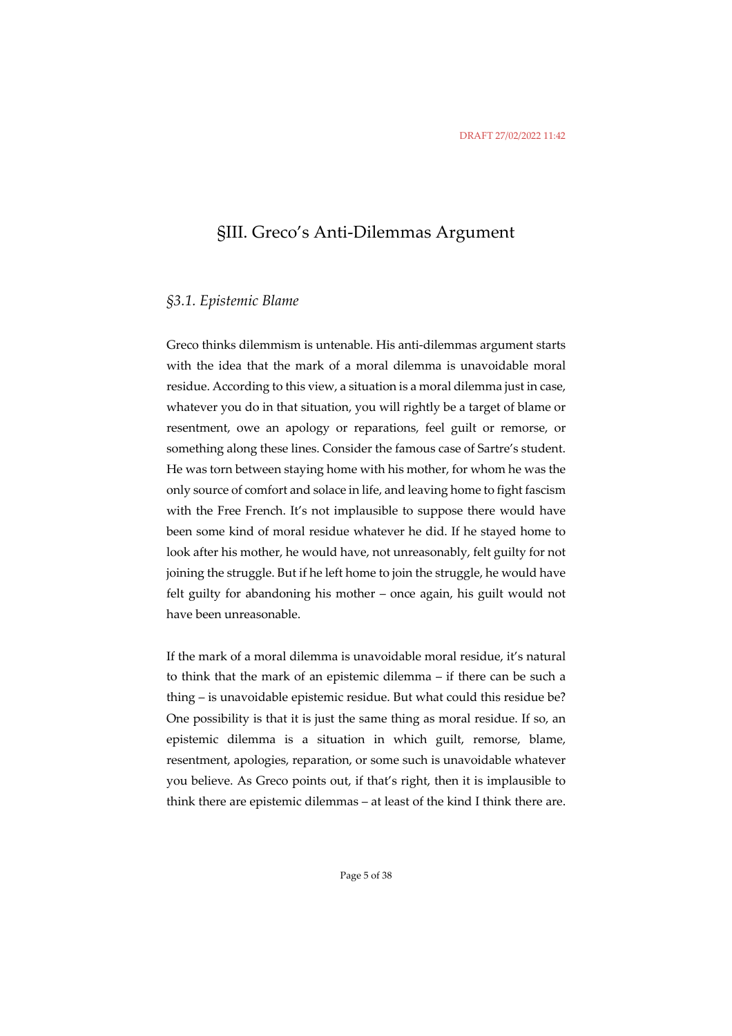# §III. Greco's Anti-Dilemmas Argument

## *§3.1. Epistemic Blame*

Greco thinks dilemmism is untenable. His anti-dilemmas argument starts with the idea that the mark of a moral dilemma is unavoidable moral residue. According to this view, a situation is a moral dilemma just in case, whatever you do in that situation, you will rightly be a target of blame or resentment, owe an apology or reparations, feel guilt or remorse, or something along these lines. Consider the famous case of Sartre's student. He was torn between staying home with his mother, for whom he was the only source of comfort and solace in life, and leaving home to fight fascism with the Free French. It's not implausible to suppose there would have been some kind of moral residue whatever he did. If he stayed home to look after his mother, he would have, not unreasonably, felt guilty for not joining the struggle. But if he left home to join the struggle, he would have felt guilty for abandoning his mother – once again, his guilt would not have been unreasonable.

If the mark of a moral dilemma is unavoidable moral residue, it's natural to think that the mark of an epistemic dilemma – if there can be such a thing – is unavoidable epistemic residue. But what could this residue be? One possibility is that it is just the same thing as moral residue. If so, an epistemic dilemma is a situation in which guilt, remorse, blame, resentment, apologies, reparation, or some such is unavoidable whatever you believe. As Greco points out, if that's right, then it is implausible to think there are epistemic dilemmas – at least of the kind I think there are.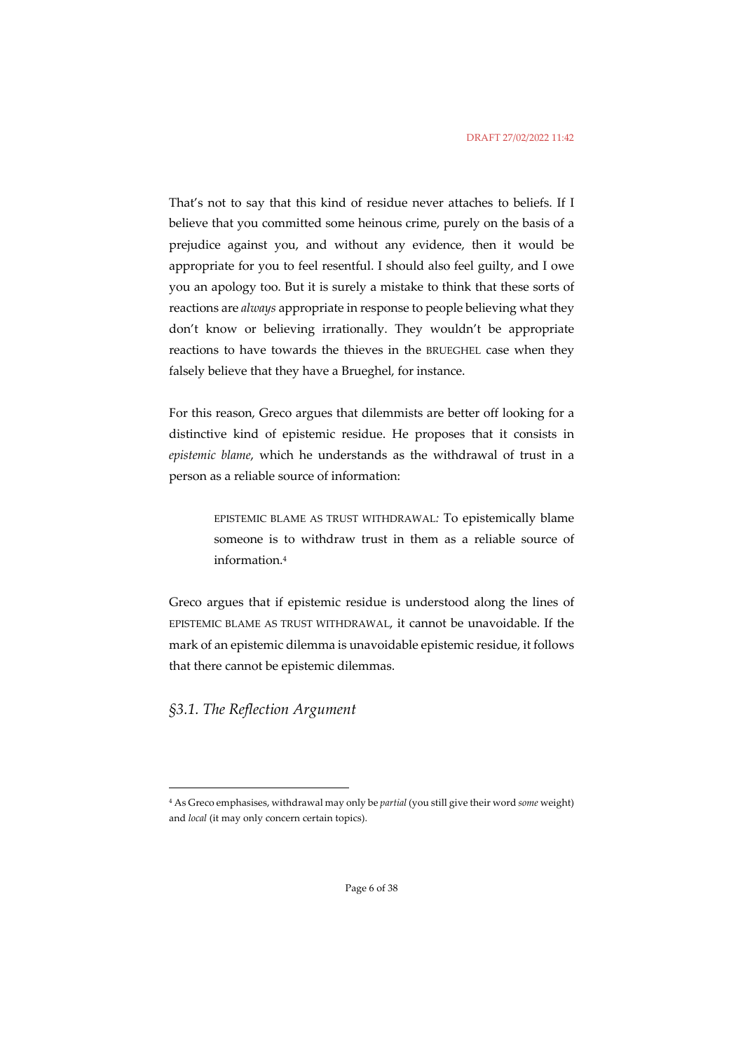That's not to say that this kind of residue never attaches to beliefs. If I believe that you committed some heinous crime, purely on the basis of a prejudice against you, and without any evidence, then it would be appropriate for you to feel resentful. I should also feel guilty, and I owe you an apology too. But it is surely a mistake to think that these sorts of reactions are *always* appropriate in response to people believing what they don't know or believing irrationally. They wouldn't be appropriate reactions to have towards the thieves in the BRUEGHEL case when they falsely believe that they have a Brueghel, for instance.

For this reason, Greco argues that dilemmists are better off looking for a distinctive kind of epistemic residue. He proposes that it consists in *epistemic blame*, which he understands as the withdrawal of trust in a person as a reliable source of information:

> EPISTEMIC BLAME AS TRUST WITHDRAWAL: To epistemically blame someone is to withdraw trust in them as a reliable source of information.[4]

Greco argues that if epistemic residue is understood along the lines of EPISTEMIC BLAME AS TRUST WITHDRAWAL, it cannot be unavoidable. If the mark of an epistemic dilemma is unavoidable epistemic residue, it follows that there cannot be epistemic dilemmas.

### *§3.1. The Reflection Argument*

---

[4] As Greco emphasises, withdrawal may only be *partial* (you still give their word *some* weight) and *local* (it may only concern certain topics).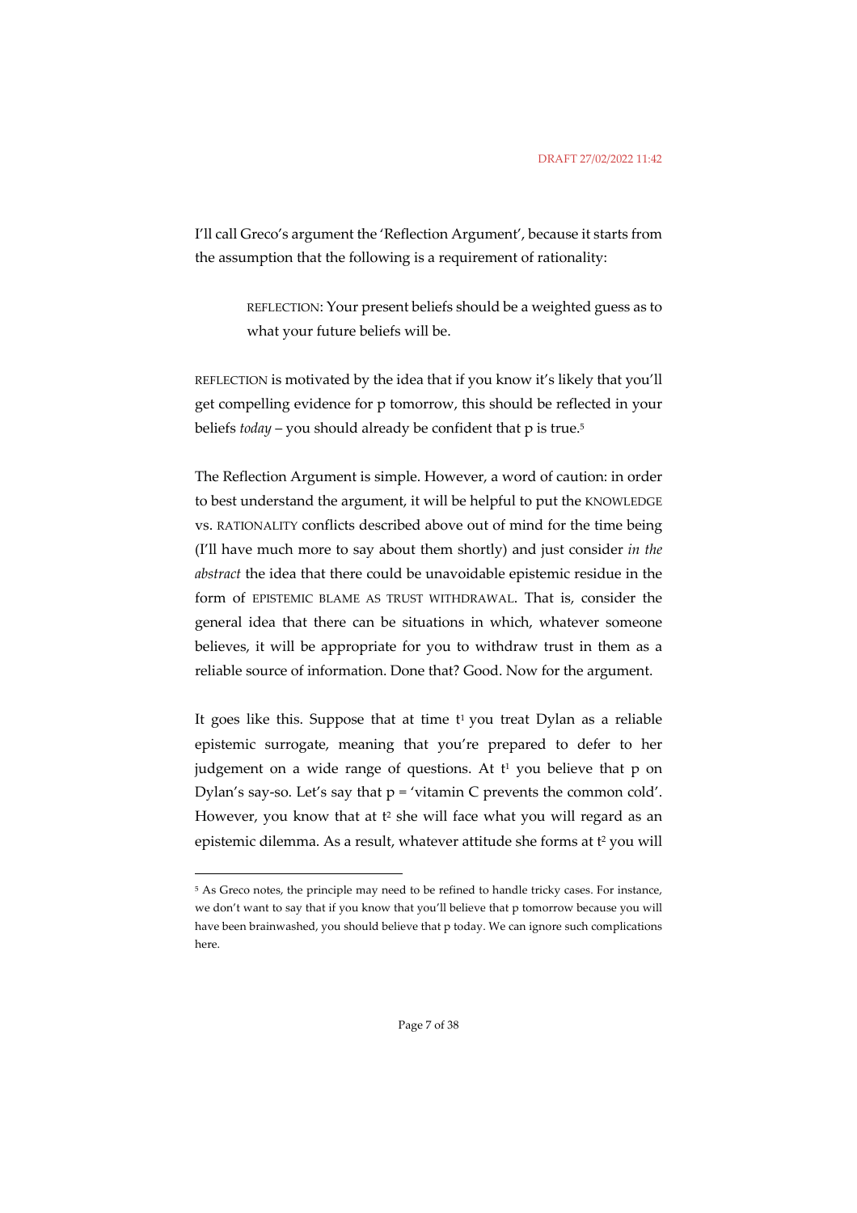I'll call Greco's argument the 'Reflection Argument', because it starts from the assumption that the following is a requirement of rationality:

> REFLECTION: Your present beliefs should be a weighted guess as to what your future beliefs will be.

REFLECTION is motivated by the idea that if you know it's likely that you'll get compelling evidence for p tomorrow, this should be reflected in your beliefs *today* – you should already be confident that p is true.[5]

The Reflection Argument is simple. However, a word of caution: in order to best understand the argument, it will be helpful to put the KNOWLEDGE vs. RATIONALITY conflicts described above out of mind for the time being (I'll have much more to say about them shortly) and just consider *in the abstract* the idea that there could be unavoidable epistemic residue in the form of EPISTEMIC BLAME AS TRUST WITHDRAWAL. That is, consider the general idea that there can be situations in which, whatever someone believes, it will be appropriate for you to withdraw trust in them as a reliable source of information. Done that? Good. Now for the argument.

It goes like this. Suppose that at time $t^1$ you treat Dylan as a reliable epistemic surrogate, meaning that you're prepared to defer to her judgement on a wide range of questions. At $t^1$ you believe that p on Dylan's say-so. Let's say that p = 'vitamin C prevents the common cold'. However, you know that at $t^2$ she will face what you will regard as an epistemic dilemma. As a result, whatever attitude she forms at $t^2$ you will

---

[5] As Greco notes, the principle may need to be refined to handle tricky cases. For instance, we don't want to say that if you know that you'll believe that p tomorrow because you will have been brainwashed, you should believe that p today. We can ignore such complications here.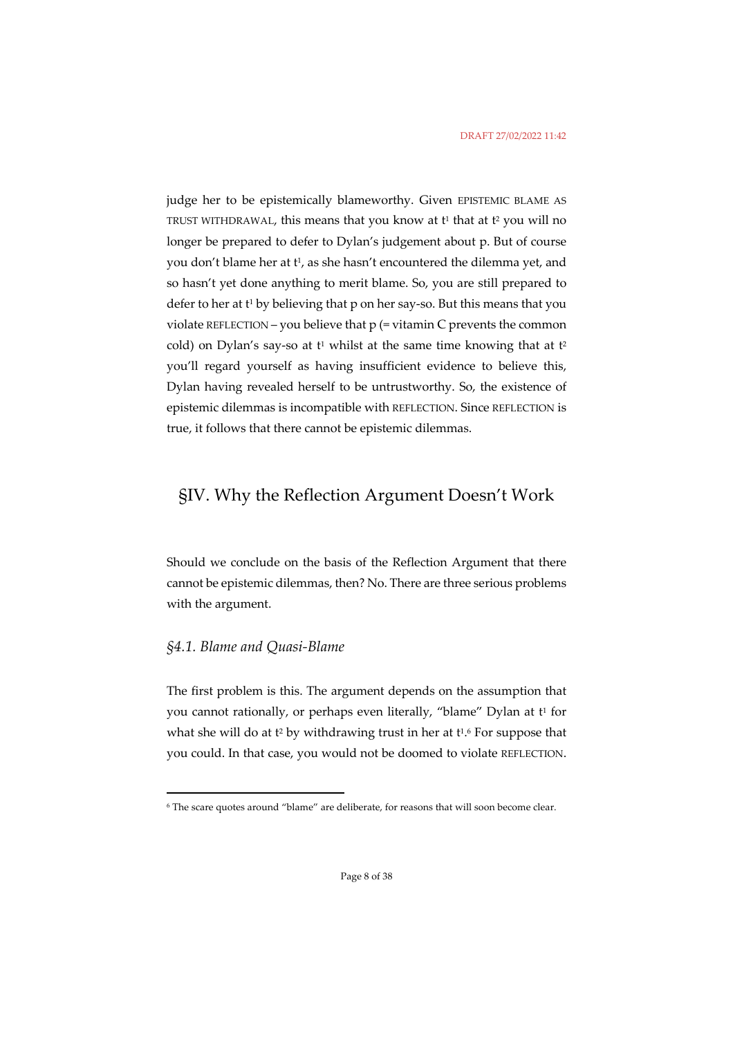judge her to be epistemically blameworthy. Given EPISTEMIC BLAME AS TRUST WITHDRAWAL, this means that you know at $t^1$ that at $t^2$ you will no longer be prepared to defer to Dylan's judgement about p. But of course you don't blame her at $t^1$, as she hasn't encountered the dilemma yet, and so hasn't yet done anything to merit blame. So, you are still prepared to defer to her at $t^1$ by believing that p on her say-so. But this means that you violate REFLECTION – you believe that p (= vitamin C prevents the common cold) on Dylan's say-so at $t^1$ whilst at the same time knowing that at $t^2$ you'll regard yourself as having insufficient evidence to believe this, Dylan having revealed herself to be untrustworthy. So, the existence of epistemic dilemmas is incompatible with REFLECTION. Since REFLECTION is true, it follows that there cannot be epistemic dilemmas.

## §IV. Why the Reflection Argument Doesn't Work

Should we conclude on the basis of the Reflection Argument that there cannot be epistemic dilemmas, then? No. There are three serious problems with the argument.

### *§4.1. Blame and Quasi-Blame*

The first problem is this. The argument depends on the assumption that you cannot rationally, or perhaps even literally, "blame" Dylan at $t^1$ for what she will do at $t^2$ by withdrawing trust in her at $t^1$.[6] For suppose that you could. In that case, you would not be doomed to violate REFLECTION.

[6] The scare quotes around "blame" are deliberate, for reasons that will soon become clear.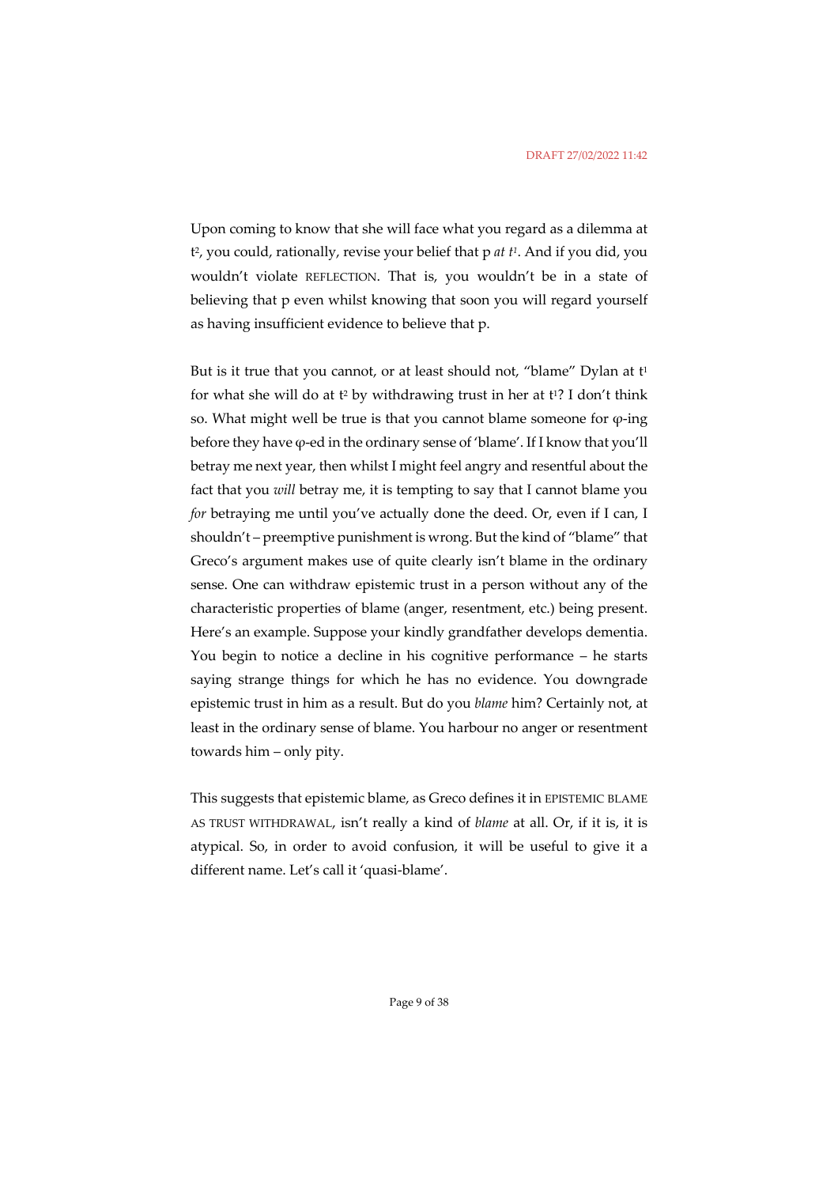Upon coming to know that she will face what you regard as a dilemma at $t^2$, you could, rationally, revise your belief that p *at $t^1$*. And if you did, you wouldn't violate REFLECTION. That is, you wouldn't be in a state of believing that p even whilst knowing that soon you will regard yourself as having insufficient evidence to believe that p.

But is it true that you cannot, or at least should not, "blame" Dylan at $t^1$ for what she will do at $t^2$ by withdrawing trust in her at $t^1$? I don't think so. What might well be true is that you cannot blame someone for φ-ing before they have φ-ed in the ordinary sense of 'blame'. If I know that you'll betray me next year, then whilst I might feel angry and resentful about the fact that you *will* betray me, it is tempting to say that I cannot blame you *for* betraying me until you've actually done the deed. Or, even if I can, I shouldn't – preemptive punishment is wrong. But the kind of "blame" that Greco's argument makes use of quite clearly isn't blame in the ordinary sense. One can withdraw epistemic trust in a person without any of the characteristic properties of blame (anger, resentment, etc.) being present. Here's an example. Suppose your kindly grandfather develops dementia. You begin to notice a decline in his cognitive performance – he starts saying strange things for which he has no evidence. You downgrade epistemic trust in him as a result. But do you *blame* him? Certainly not, at least in the ordinary sense of blame. You harbour no anger or resentment towards him – only pity.

This suggests that epistemic blame, as Greco defines it in EPISTEMIC BLAME AS TRUST WITHDRAWAL, isn't really a kind of *blame* at all. Or, if it is, it is atypical. So, in order to avoid confusion, it will be useful to give it a different name. Let's call it 'quasi-blame'.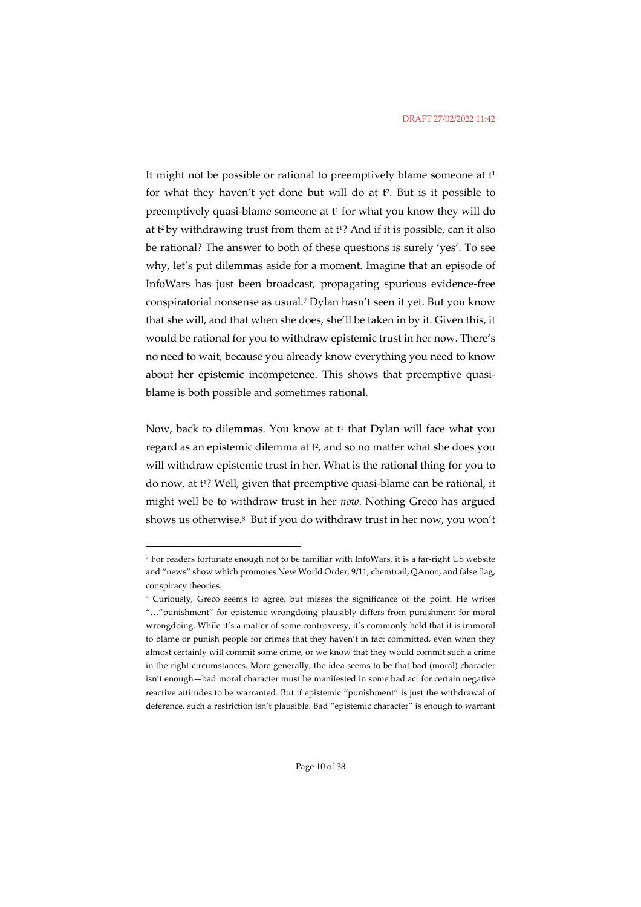It might not be possible or rational to preemptively blame someone at $t^1$ for what they haven't yet done but will do at $t^2$. But is it possible to preemptively quasi-blame someone at $t^1$ for what you know they will do at $t^2$ by withdrawing trust from them at $t^1$? And if it is possible, can it also be rational? The answer to both of these questions is surely 'yes'. To see why, let's put dilemmas aside for a moment. Imagine that an episode of InfoWars has just been broadcast, propagating spurious evidence-free conspiratorial nonsense as usual.[7] Dylan hasn't seen it yet. But you know that she will, and that when she does, she'll be taken in by it. Given this, it would be rational for you to withdraw epistemic trust in her now. There's no need to wait, because you already know everything you need to know about her epistemic incompetence. This shows that preemptive quasi-blame is both possible and sometimes rational.

Now, back to dilemmas. You know at $t^1$ that Dylan will face what you regard as an epistemic dilemma at $t^2$, and so no matter what she does you will withdraw epistemic trust in her. What is the rational thing for you to do now, at $t^1$? Well, given that preemptive quasi-blame can be rational, it might well be to withdraw trust in her *now*. Nothing Greco has argued shows us otherwise.[8] But if you do withdraw trust in her now, you won't

[7] For readers fortunate enough not to be familiar with InfoWars, it is a far-right US website and "news" show which promotes New World Order, 9/11, chemtrail, QAnon, and false flag, conspiracy theories.

[8] Curiously, Greco seems to agree, but misses the significance of the point. He writes "…"punishment" for epistemic wrongdoing plausibly differs from punishment for moral wrongdoing. While it's a matter of some controversy, it's commonly held that it is immoral to blame or punish people for crimes that they haven't in fact committed, even when they almost certainly will commit some crime, or we know that they would commit such a crime in the right circumstances. More generally, the idea seems to be that bad (moral) character isn't enough—bad moral character must be manifested in some bad act for certain negative reactive attitudes to be warranted. But if epistemic "punishment" is just the withdrawal of deference, such a restriction isn't plausible. Bad "epistemic character" is enough to warrant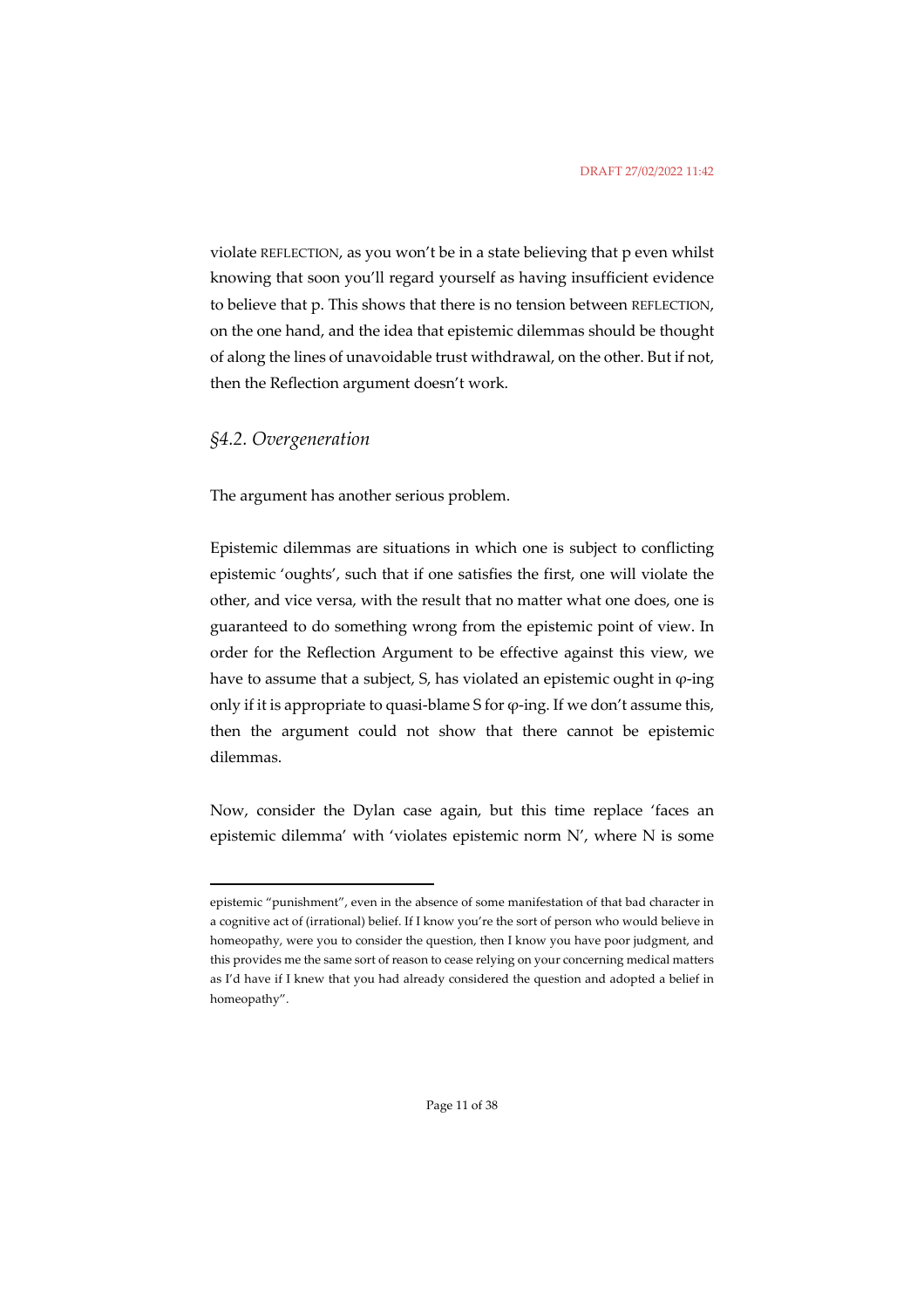violate REFLECTION, as you won't be in a state believing that p even whilst knowing that soon you'll regard yourself as having insufficient evidence to believe that p. This shows that there is no tension between REFLECTION, on the one hand, and the idea that epistemic dilemmas should be thought of along the lines of unavoidable trust withdrawal, on the other. But if not, then the Reflection argument doesn't work.

## *§4.2. Overgeneration*

The argument has another serious problem.

Epistemic dilemmas are situations in which one is subject to conflicting epistemic 'oughts', such that if one satisfies the first, one will violate the other, and vice versa, with the result that no matter what one does, one is guaranteed to do something wrong from the epistemic point of view. In order for the Reflection Argument to be effective against this view, we have to assume that a subject, S, has violated an epistemic ought in φ-ing only if it is appropriate to quasi-blame S for φ-ing. If we don't assume this, then the argument could not show that there cannot be epistemic dilemmas.

Now, consider the Dylan case again, but this time replace 'faces an epistemic dilemma' with 'violates epistemic norm N', where N is some

---

epistemic "punishment", even in the absence of some manifestation of that bad character in a cognitive act of (irrational) belief. If I know you're the sort of person who would believe in homeopathy, were you to consider the question, then I know you have poor judgment, and this provides me the same sort of reason to cease relying on your concerning medical matters as I'd have if I knew that you had already considered the question and adopted a belief in homeopathy".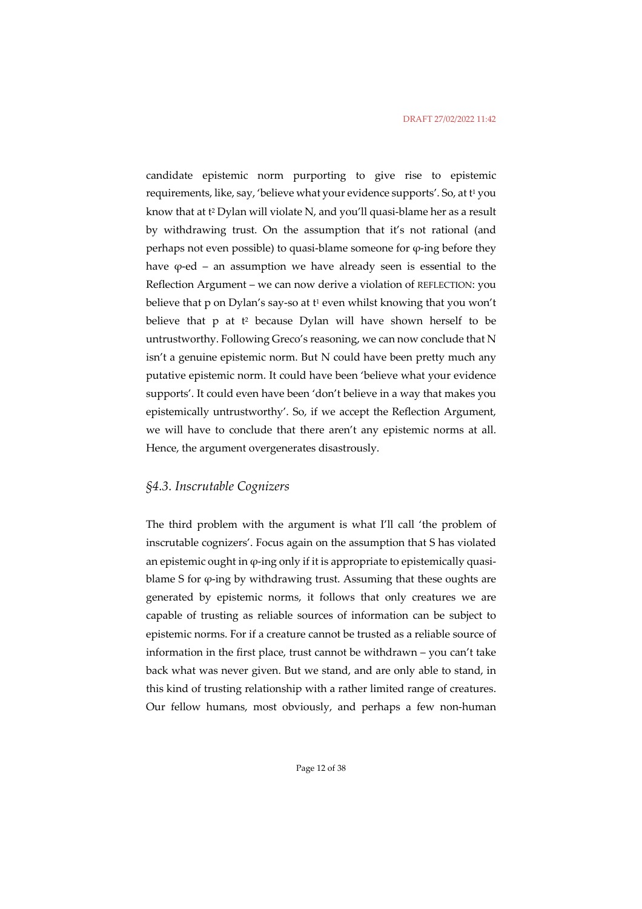candidate epistemic norm purporting to give rise to epistemic requirements, like, say, 'believe what your evidence supports'. So, at $t^1$ you know that at $t^2$ Dylan will violate N, and you'll quasi-blame her as a result by withdrawing trust. On the assumption that it's not rational (and perhaps not even possible) to quasi-blame someone for φ-ing before they have φ-ed – an assumption we have already seen is essential to the Reflection Argument – we can now derive a violation of REFLECTION: you believe that p on Dylan's say-so at $t^1$ even whilst knowing that you won't believe that p at $t^2$ because Dylan will have shown herself to be untrustworthy. Following Greco's reasoning, we can now conclude that N isn't a genuine epistemic norm. But N could have been pretty much any putative epistemic norm. It could have been 'believe what your evidence supports'. It could even have been 'don't believe in a way that makes you epistemically untrustworthy'. So, if we accept the Reflection Argument, we will have to conclude that there aren't any epistemic norms at all. Hence, the argument overgenerates disastrously.

### *§4.3. Inscrutable Cognizers*

The third problem with the argument is what I'll call 'the problem of inscrutable cognizers'. Focus again on the assumption that S has violated an epistemic ought in φ-ing only if it is appropriate to epistemically quasi-blame S for φ-ing by withdrawing trust. Assuming that these oughts are generated by epistemic norms, it follows that only creatures we are capable of trusting as reliable sources of information can be subject to epistemic norms. For if a creature cannot be trusted as a reliable source of information in the first place, trust cannot be withdrawn – you can't take back what was never given. But we stand, and are only able to stand, in this kind of trusting relationship with a rather limited range of creatures. Our fellow humans, most obviously, and perhaps a few non-human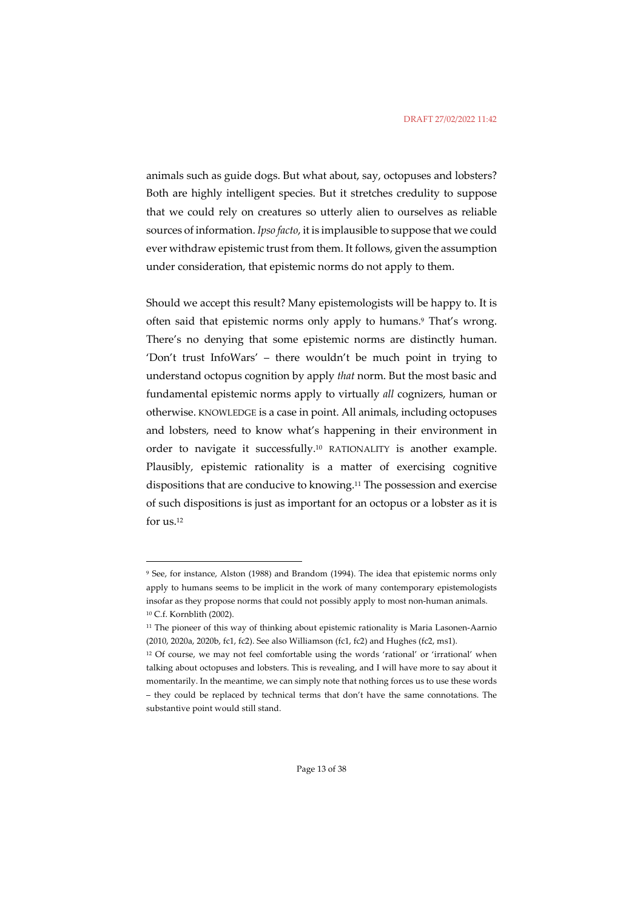animals such as guide dogs. But what about, say, octopuses and lobsters? Both are highly intelligent species. But it stretches credulity to suppose that we could rely on creatures so utterly alien to ourselves as reliable sources of information. *Ipso facto*, it is implausible to suppose that we could ever withdraw epistemic trust from them. It follows, given the assumption under consideration, that epistemic norms do not apply to them.

Should we accept this result? Many epistemologists will be happy to. It is often said that epistemic norms only apply to humans.[9] That's wrong. There's no denying that some epistemic norms are distinctly human. 'Don't trust InfoWars' – there wouldn't be much point in trying to understand octopus cognition by apply *that* norm. But the most basic and fundamental epistemic norms apply to virtually *all* cognizers, human or otherwise. KNOWLEDGE is a case in point. All animals, including octopuses and lobsters, need to know what's happening in their environment in order to navigate it successfully.[10] RATIONALITY is another example. Plausibly, epistemic rationality is a matter of exercising cognitive dispositions that are conducive to knowing.[11] The possession and exercise of such dispositions is just as important for an octopus or a lobster as it is for us.[12]

---

[9] See, for instance, Alston (1988) and Brandom (1994). The idea that epistemic norms only apply to humans seems to be implicit in the work of many contemporary epistemologists insofar as they propose norms that could not possibly apply to most non-human animals.

[10] C.f. Kornblith (2002).

[11] The pioneer of this way of thinking about epistemic rationality is Maria Lasonen-Aarnio (2010, 2020a, 2020b, fc1, fc2). See also Williamson (fc1, fc2) and Hughes (fc2, ms1).

[12] Of course, we may not feel comfortable using the words 'rational' or 'irrational' when talking about octopuses and lobsters. This is revealing, and I will have more to say about it momentarily. In the meantime, we can simply note that nothing forces us to use these words – they could be replaced by technical terms that don't have the same connotations. The substantive point would still stand.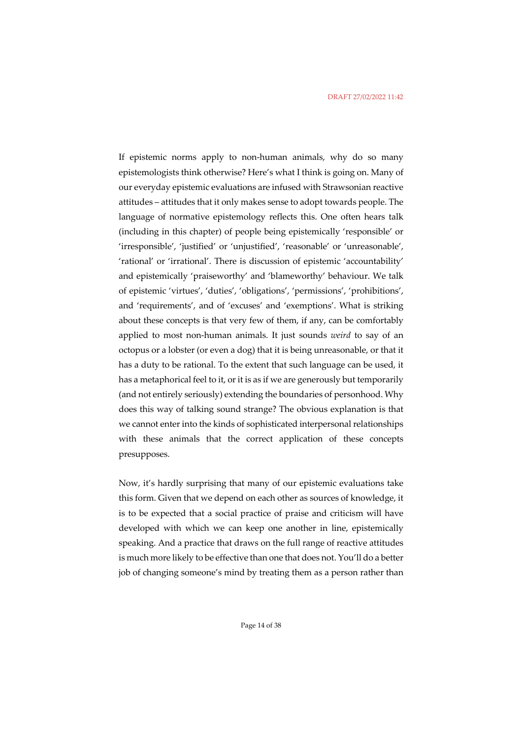If epistemic norms apply to non-human animals, why do so many epistemologists think otherwise? Here's what I think is going on. Many of our everyday epistemic evaluations are infused with Strawsonian reactive attitudes – attitudes that it only makes sense to adopt towards people. The language of normative epistemology reflects this. One often hears talk (including in this chapter) of people being epistemically 'responsible' or 'irresponsible', 'justified' or 'unjustified', 'reasonable' or 'unreasonable', 'rational' or 'irrational'. There is discussion of epistemic 'accountability' and epistemically 'praiseworthy' and 'blameworthy' behaviour. We talk of epistemic 'virtues', 'duties', 'obligations', 'permissions', 'prohibitions', and 'requirements', and of 'excuses' and 'exemptions'. What is striking about these concepts is that very few of them, if any, can be comfortably applied to most non-human animals. It just sounds *weird* to say of an octopus or a lobster (or even a dog) that it is being unreasonable, or that it has a duty to be rational. To the extent that such language can be used, it has a metaphorical feel to it, or it is as if we are generously but temporarily (and not entirely seriously) extending the boundaries of personhood. Why does this way of talking sound strange? The obvious explanation is that we cannot enter into the kinds of sophisticated interpersonal relationships with these animals that the correct application of these concepts presupposes.

Now, it's hardly surprising that many of our epistemic evaluations take this form. Given that we depend on each other as sources of knowledge, it is to be expected that a social practice of praise and criticism will have developed with which we can keep one another in line, epistemically speaking. And a practice that draws on the full range of reactive attitudes is much more likely to be effective than one that does not. You'll do a better job of changing someone's mind by treating them as a person rather than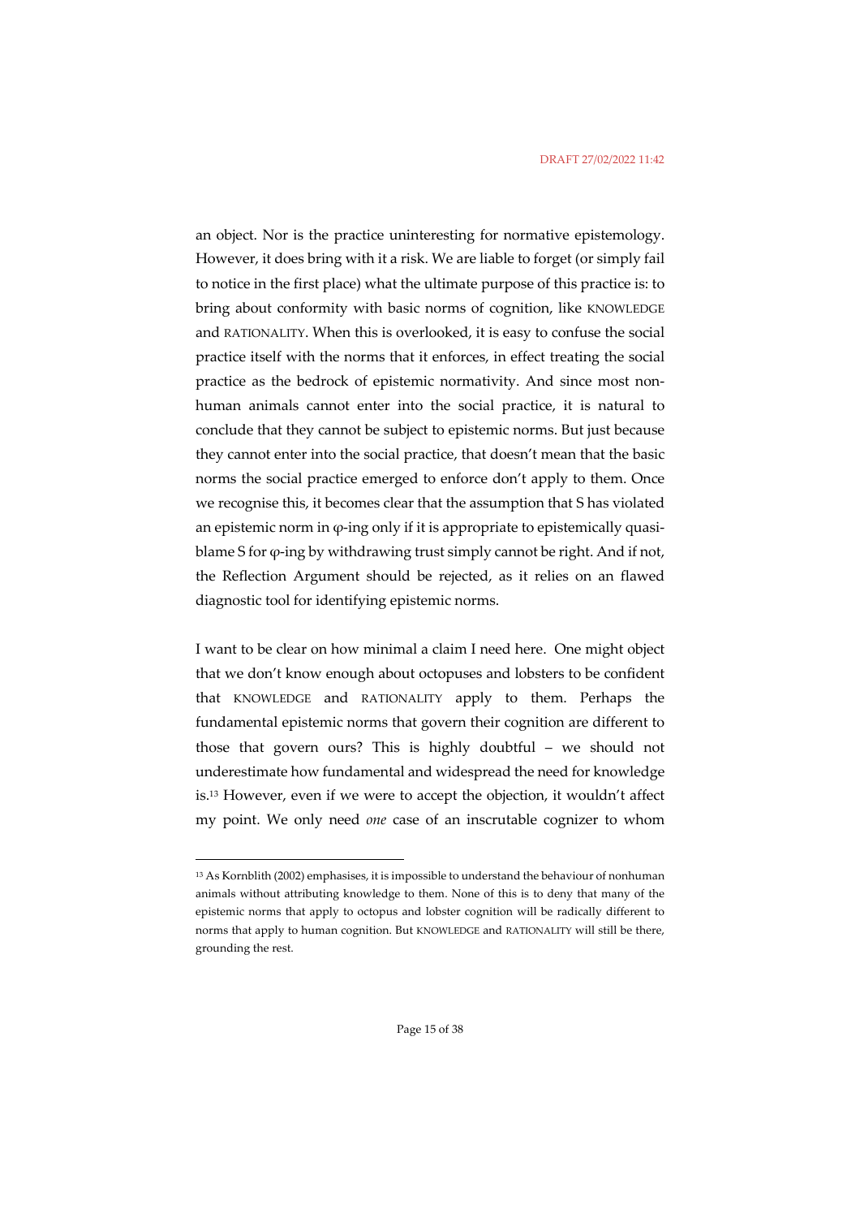an object. Nor is the practice uninteresting for normative epistemology. However, it does bring with it a risk. We are liable to forget (or simply fail to notice in the first place) what the ultimate purpose of this practice is: to bring about conformity with basic norms of cognition, like KNOWLEDGE and RATIONALITY. When this is overlooked, it is easy to confuse the social practice itself with the norms that it enforces, in effect treating the social practice as the bedrock of epistemic normativity. And since most non-human animals cannot enter into the social practice, it is natural to conclude that they cannot be subject to epistemic norms. But just because they cannot enter into the social practice, that doesn't mean that the basic norms the social practice emerged to enforce don't apply to them. Once we recognise this, it becomes clear that the assumption that S has violated an epistemic norm in φ-ing only if it is appropriate to epistemically quasi-blame S for φ-ing by withdrawing trust simply cannot be right. And if not, the Reflection Argument should be rejected, as it relies on an flawed diagnostic tool for identifying epistemic norms.

I want to be clear on how minimal a claim I need here. One might object that we don't know enough about octopuses and lobsters to be confident that KNOWLEDGE and RATIONALITY apply to them. Perhaps the fundamental epistemic norms that govern their cognition are different to those that govern ours? This is highly doubtful – we should not underestimate how fundamental and widespread the need for knowledge is.[13] However, even if we were to accept the objection, it wouldn't affect my point. We only need *one* case of an inscrutable cognizer to whom

[13] As Kornblith (2002) emphasises, it is impossible to understand the behaviour of nonhuman animals without attributing knowledge to them. None of this is to deny that many of the epistemic norms that apply to octopus and lobster cognition will be radically different to norms that apply to human cognition. But KNOWLEDGE and RATIONALITY will still be there, grounding the rest.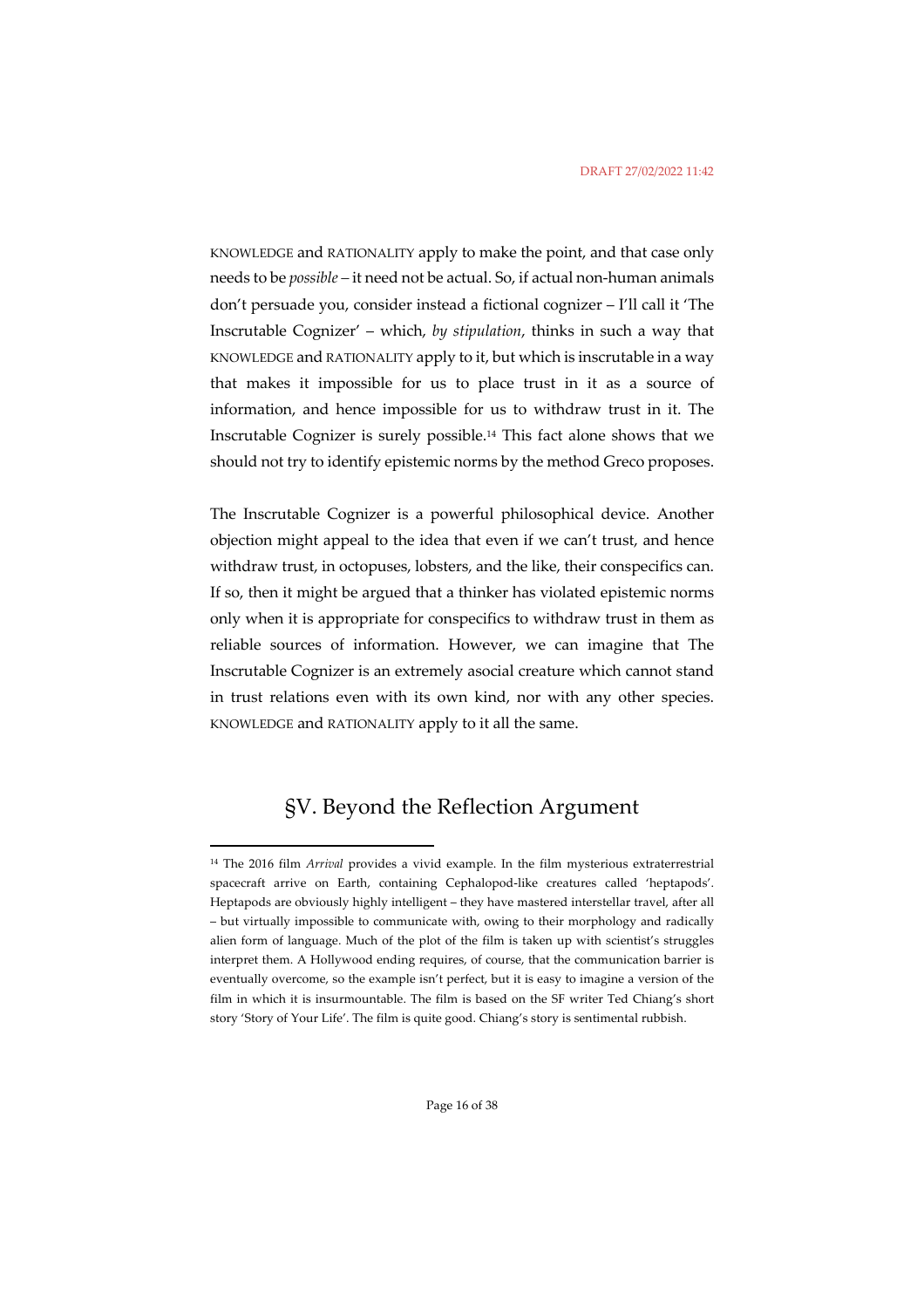KNOWLEDGE and RATIONALITY apply to make the point, and that case only needs to be *possible* – it need not be actual. So, if actual non-human animals don't persuade you, consider instead a fictional cognizer – I'll call it 'The Inscrutable Cognizer' – which, *by stipulation*, thinks in such a way that KNOWLEDGE and RATIONALITY apply to it, but which is inscrutable in a way that makes it impossible for us to place trust in it as a source of information, and hence impossible for us to withdraw trust in it. The Inscrutable Cognizer is surely possible.[14] This fact alone shows that we should not try to identify epistemic norms by the method Greco proposes.

The Inscrutable Cognizer is a powerful philosophical device. Another objection might appeal to the idea that even if we can't trust, and hence withdraw trust, in octopuses, lobsters, and the like, their conspecifics can. If so, then it might be argued that a thinker has violated epistemic norms only when it is appropriate for conspecifics to withdraw trust in them as reliable sources of information. However, we can imagine that The Inscrutable Cognizer is an extremely asocial creature which cannot stand in trust relations even with its own kind, nor with any other species. KNOWLEDGE and RATIONALITY apply to it all the same.

## §V. Beyond the Reflection Argument

[14] The 2016 film *Arrival* provides a vivid example. In the film mysterious extraterrestrial spacecraft arrive on Earth, containing Cephalopod-like creatures called 'heptapods'. Heptapods are obviously highly intelligent – they have mastered interstellar travel, after all – but virtually impossible to communicate with, owing to their morphology and radically alien form of language. Much of the plot of the film is taken up with scientist's struggles interpret them. A Hollywood ending requires, of course, that the communication barrier is eventually overcome, so the example isn't perfect, but it is easy to imagine a version of the film in which it is insurmountable. The film is based on the SF writer Ted Chiang's short story 'Story of Your Life'. The film is quite good. Chiang's story is sentimental rubbish.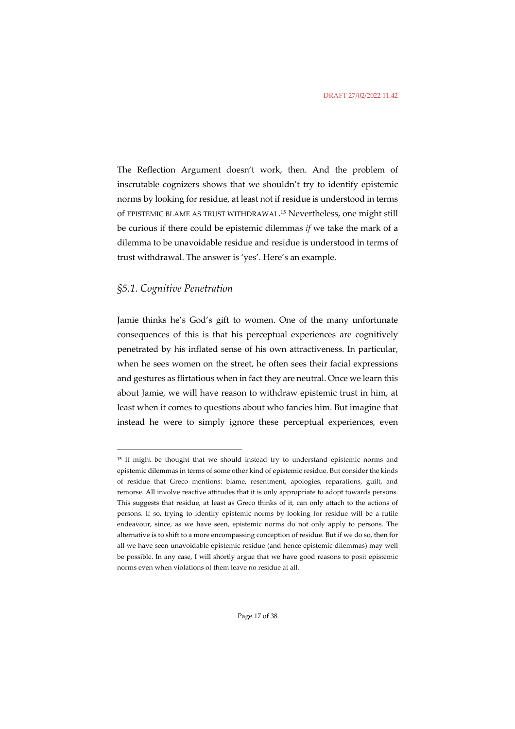The Reflection Argument doesn't work, then. And the problem of inscrutable cognizers shows that we shouldn't try to identify epistemic norms by looking for residue, at least not if residue is understood in terms of EPISTEMIC BLAME AS TRUST WITHDRAWAL.[15] Nevertheless, one might still be curious if there could be epistemic dilemmas *if* we take the mark of a dilemma to be unavoidable residue and residue is understood in terms of trust withdrawal. The answer is 'yes'. Here's an example.

## *§5.1. Cognitive Penetration*

Jamie thinks he's God's gift to women. One of the many unfortunate consequences of this is that his perceptual experiences are cognitively penetrated by his inflated sense of his own attractiveness. In particular, when he sees women on the street, he often sees their facial expressions and gestures as flirtatious when in fact they are neutral. Once we learn this about Jamie, we will have reason to withdraw epistemic trust in him, at least when it comes to questions about who fancies him. But imagine that instead he were to simply ignore these perceptual experiences, even

---

[15] It might be thought that we should instead try to understand epistemic norms and epistemic dilemmas in terms of some other kind of epistemic residue. But consider the kinds of residue that Greco mentions: blame, resentment, apologies, reparations, guilt, and remorse. All involve reactive attitudes that it is only appropriate to adopt towards persons. This suggests that residue, at least as Greco thinks of it, can only attach to the actions of persons. If so, trying to identify epistemic norms by looking for residue will be a futile endeavour, since, as we have seen, epistemic norms do not only apply to persons. The alternative is to shift to a more encompassing conception of residue. But if we do so, then for all we have seen unavoidable epistemic residue (and hence epistemic dilemmas) may well be possible. In any case, I will shortly argue that we have good reasons to posit epistemic norms even when violations of them leave no residue at all.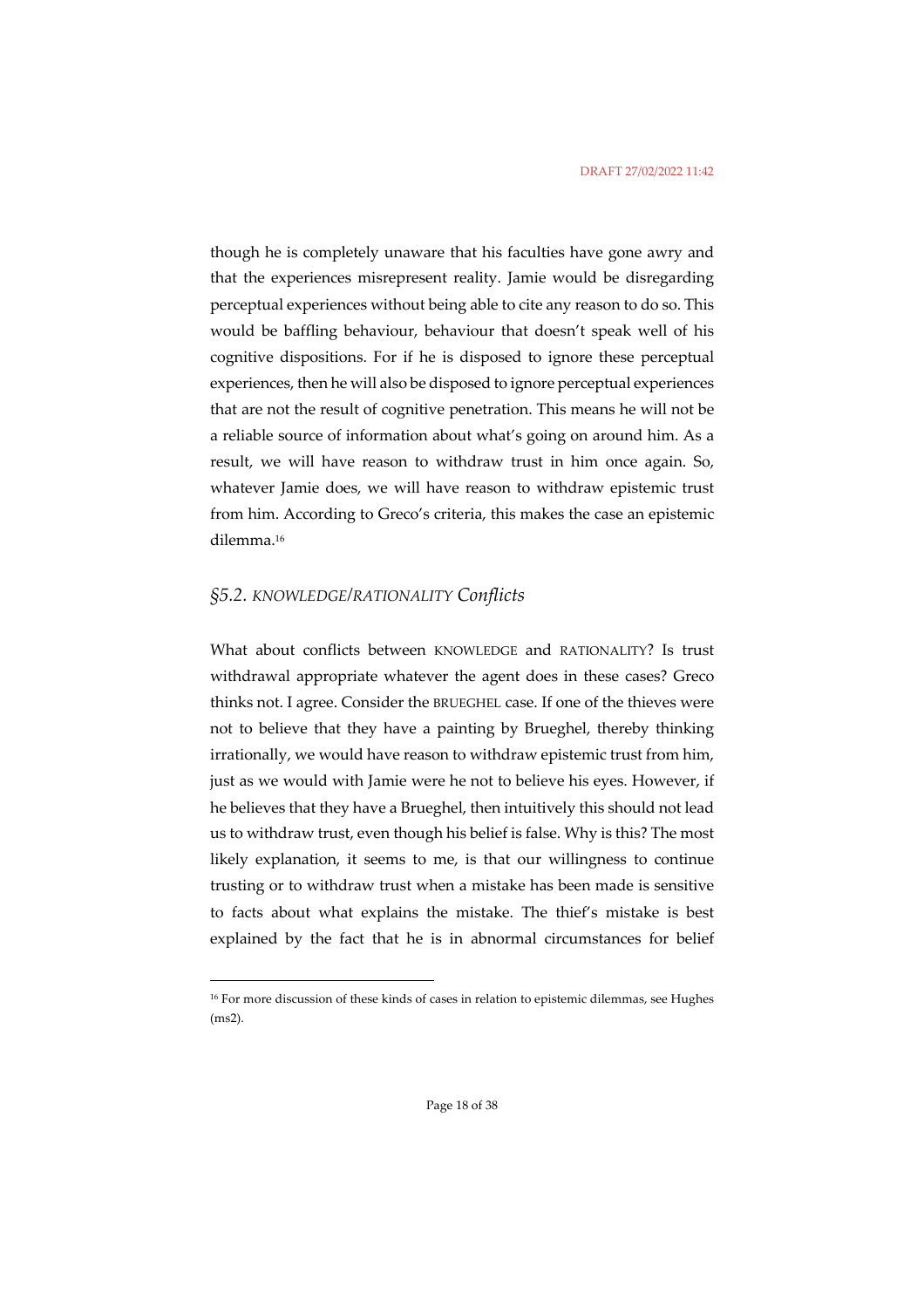though he is completely unaware that his faculties have gone awry and that the experiences misrepresent reality. Jamie would be disregarding perceptual experiences without being able to cite any reason to do so. This would be baffling behaviour, behaviour that doesn't speak well of his cognitive dispositions. For if he is disposed to ignore these perceptual experiences, then he will also be disposed to ignore perceptual experiences that are not the result of cognitive penetration. This means he will not be a reliable source of information about what's going on around him. As a result, we will have reason to withdraw trust in him once again. So, whatever Jamie does, we will have reason to withdraw epistemic trust from him. According to Greco's criteria, this makes the case an epistemic dilemma.[16]

## *§5.2. KNOWLEDGE/RATIONALITY Conflicts*

What about conflicts between KNOWLEDGE and RATIONALITY? Is trust withdrawal appropriate whatever the agent does in these cases? Greco thinks not. I agree. Consider the BRUEGHEL case. If one of the thieves were not to believe that they have a painting by Brueghel, thereby thinking irrationally, we would have reason to withdraw epistemic trust from him, just as we would with Jamie were he not to believe his eyes. However, if he believes that they have a Brueghel, then intuitively this should not lead us to withdraw trust, even though his belief is false. Why is this? The most likely explanation, it seems to me, is that our willingness to continue trusting or to withdraw trust when a mistake has been made is sensitive to facts about what explains the mistake. The thief's mistake is best explained by the fact that he is in abnormal circumstances for belief

[16] For more discussion of these kinds of cases in relation to epistemic dilemmas, see Hughes (ms2).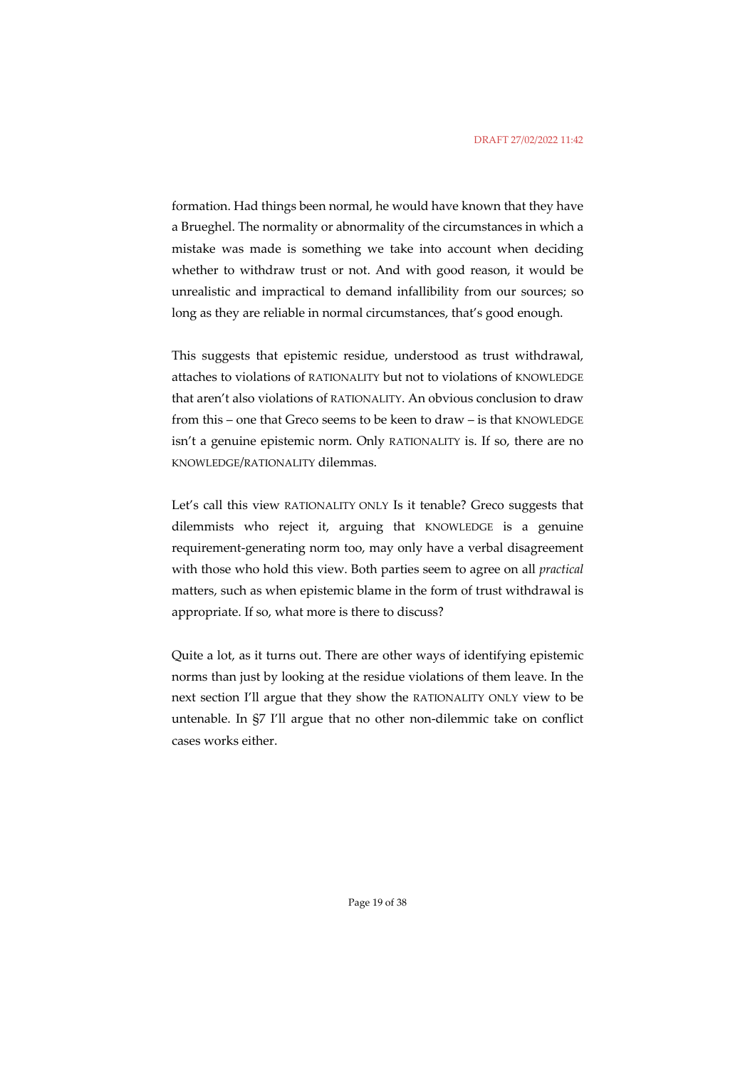formation. Had things been normal, he would have known that they have a Brueghel. The normality or abnormality of the circumstances in which a mistake was made is something we take into account when deciding whether to withdraw trust or not. And with good reason, it would be unrealistic and impractical to demand infallibility from our sources; so long as they are reliable in normal circumstances, that's good enough.

This suggests that epistemic residue, understood as trust withdrawal, attaches to violations of RATIONALITY but not to violations of KNOWLEDGE that aren't also violations of RATIONALITY. An obvious conclusion to draw from this – one that Greco seems to be keen to draw – is that KNOWLEDGE isn't a genuine epistemic norm. Only RATIONALITY is. If so, there are no KNOWLEDGE/RATIONALITY dilemmas.

Let's call this view RATIONALITY ONLY Is it tenable? Greco suggests that dilemmists who reject it, arguing that KNOWLEDGE is a genuine requirement-generating norm too, may only have a verbal disagreement with those who hold this view. Both parties seem to agree on all *practical* matters, such as when epistemic blame in the form of trust withdrawal is appropriate. If so, what more is there to discuss?

Quite a lot, as it turns out. There are other ways of identifying epistemic norms than just by looking at the residue violations of them leave. In the next section I'll argue that they show the RATIONALITY ONLY view to be untenable. In §7 I'll argue that no other non-dilemmic take on conflict cases works either.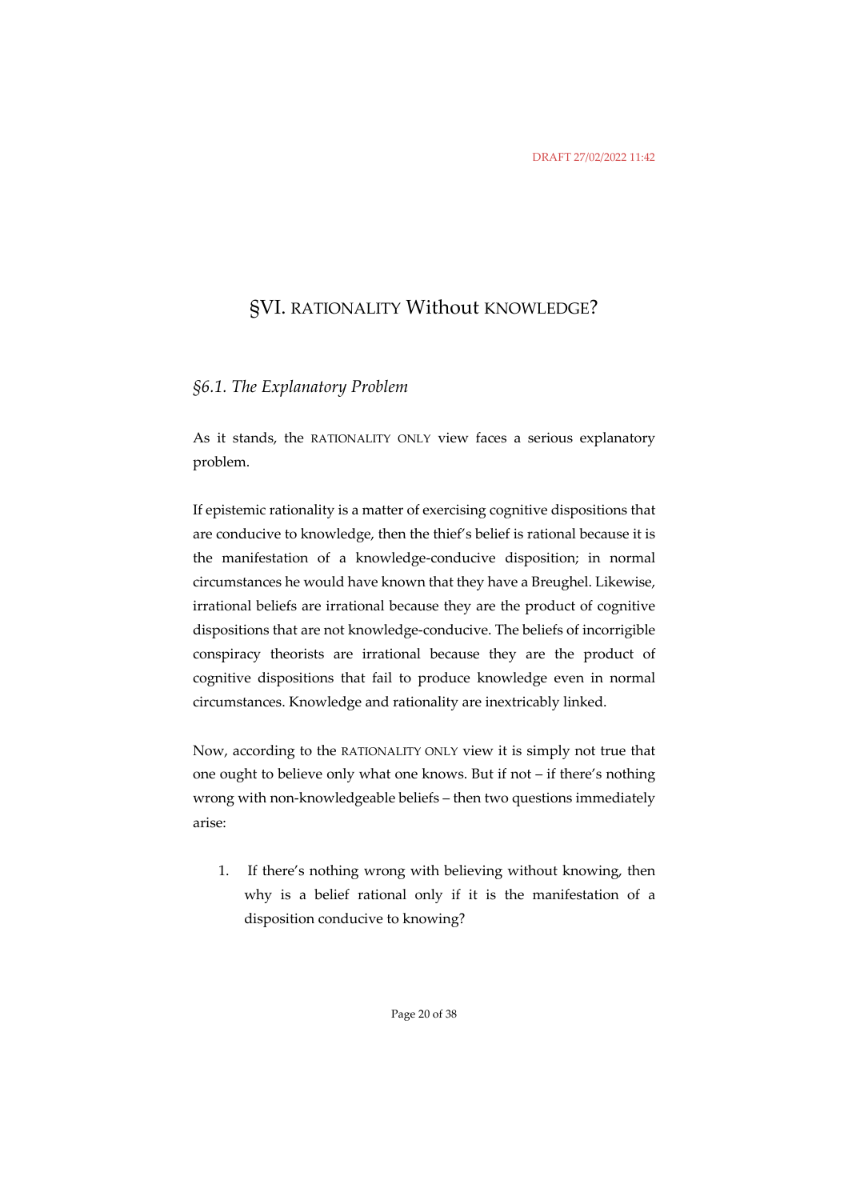# §VI. RATIONALITY Without KNOWLEDGE?

## *§6.1. The Explanatory Problem*

As it stands, the RATIONALITY ONLY view faces a serious explanatory problem.

If epistemic rationality is a matter of exercising cognitive dispositions that are conducive to knowledge, then the thief's belief is rational because it is the manifestation of a knowledge-conducive disposition; in normal circumstances he would have known that they have a Breughel. Likewise, irrational beliefs are irrational because they are the product of cognitive dispositions that are not knowledge-conducive. The beliefs of incorrigible conspiracy theorists are irrational because they are the product of cognitive dispositions that fail to produce knowledge even in normal circumstances. Knowledge and rationality are inextricably linked.

Now, according to the RATIONALITY ONLY view it is simply not true that one ought to believe only what one knows. But if not – if there's nothing wrong with non-knowledgeable beliefs – then two questions immediately arise:

1. If there's nothing wrong with believing without knowing, then why is a belief rational only if it is the manifestation of a disposition conducive to knowing?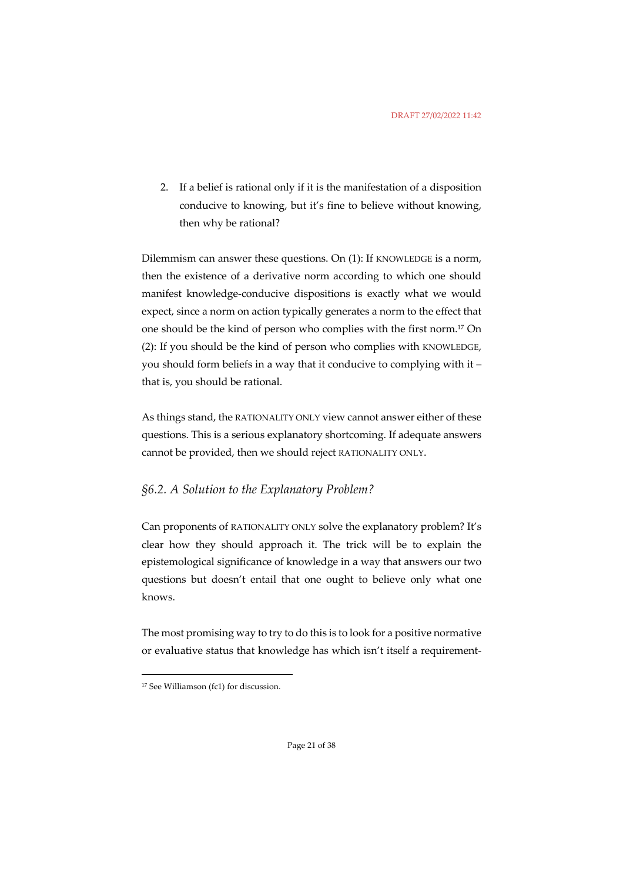2. If a belief is rational only if it is the manifestation of a disposition conducive to knowing, but it's fine to believe without knowing, then why be rational?

Dilemmism can answer these questions. On (1): If KNOWLEDGE is a norm, then the existence of a derivative norm according to which one should manifest knowledge-conducive dispositions is exactly what we would expect, since a norm on action typically generates a norm to the effect that one should be the kind of person who complies with the first norm.[17] On (2): If you should be the kind of person who complies with KNOWLEDGE, you should form beliefs in a way that it conducive to complying with it – that is, you should be rational.

As things stand, the RATIONALITY ONLY view cannot answer either of these questions. This is a serious explanatory shortcoming. If adequate answers cannot be provided, then we should reject RATIONALITY ONLY.

## *§6.2. A Solution to the Explanatory Problem?*

Can proponents of RATIONALITY ONLY solve the explanatory problem? It's clear how they should approach it. The trick will be to explain the epistemological significance of knowledge in a way that answers our two questions but doesn't entail that one ought to believe only what one knows.

The most promising way to try to do this is to look for a positive normative or evaluative status that knowledge has which isn't itself a requirement-

[17] See Williamson (fc1) for discussion.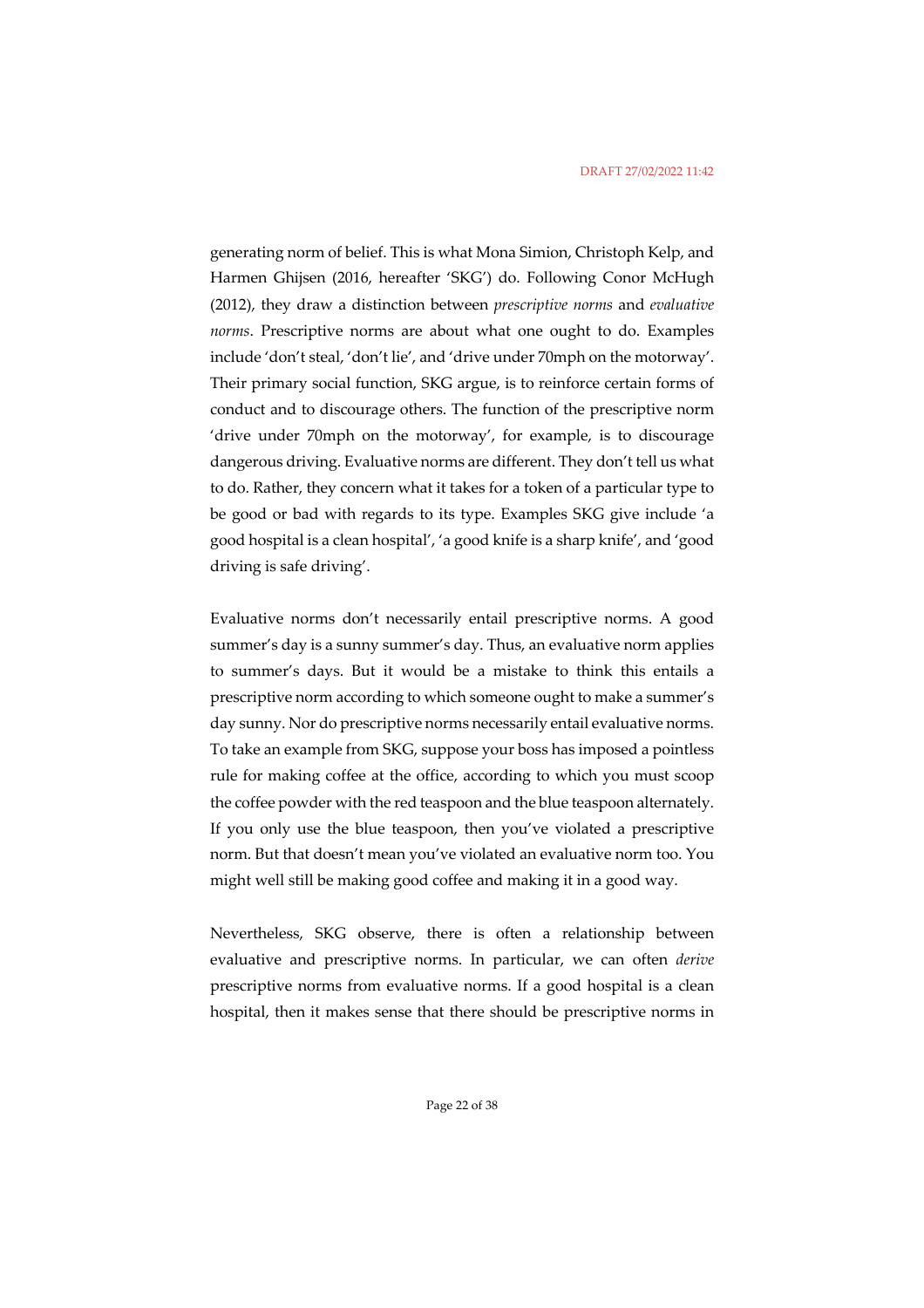generating norm of belief. This is what Mona Simion, Christoph Kelp, and Harmen Ghijsen (2016, hereafter 'SKG') do. Following Conor McHugh (2012), they draw a distinction between *prescriptive norms* and *evaluative norms*. Prescriptive norms are about what one ought to do. Examples include 'don't steal, 'don't lie', and 'drive under 70mph on the motorway'. Their primary social function, SKG argue, is to reinforce certain forms of conduct and to discourage others. The function of the prescriptive norm 'drive under 70mph on the motorway', for example, is to discourage dangerous driving. Evaluative norms are different. They don't tell us what to do. Rather, they concern what it takes for a token of a particular type to be good or bad with regards to its type. Examples SKG give include 'a good hospital is a clean hospital', 'a good knife is a sharp knife', and 'good driving is safe driving'.

Evaluative norms don't necessarily entail prescriptive norms. A good summer's day is a sunny summer's day. Thus, an evaluative norm applies to summer's days. But it would be a mistake to think this entails a prescriptive norm according to which someone ought to make a summer's day sunny. Nor do prescriptive norms necessarily entail evaluative norms. To take an example from SKG, suppose your boss has imposed a pointless rule for making coffee at the office, according to which you must scoop the coffee powder with the red teaspoon and the blue teaspoon alternately. If you only use the blue teaspoon, then you've violated a prescriptive norm. But that doesn't mean you've violated an evaluative norm too. You might well still be making good coffee and making it in a good way.

Nevertheless, SKG observe, there is often a relationship between evaluative and prescriptive norms. In particular, we can often *derive* prescriptive norms from evaluative norms. If a good hospital is a clean hospital, then it makes sense that there should be prescriptive norms in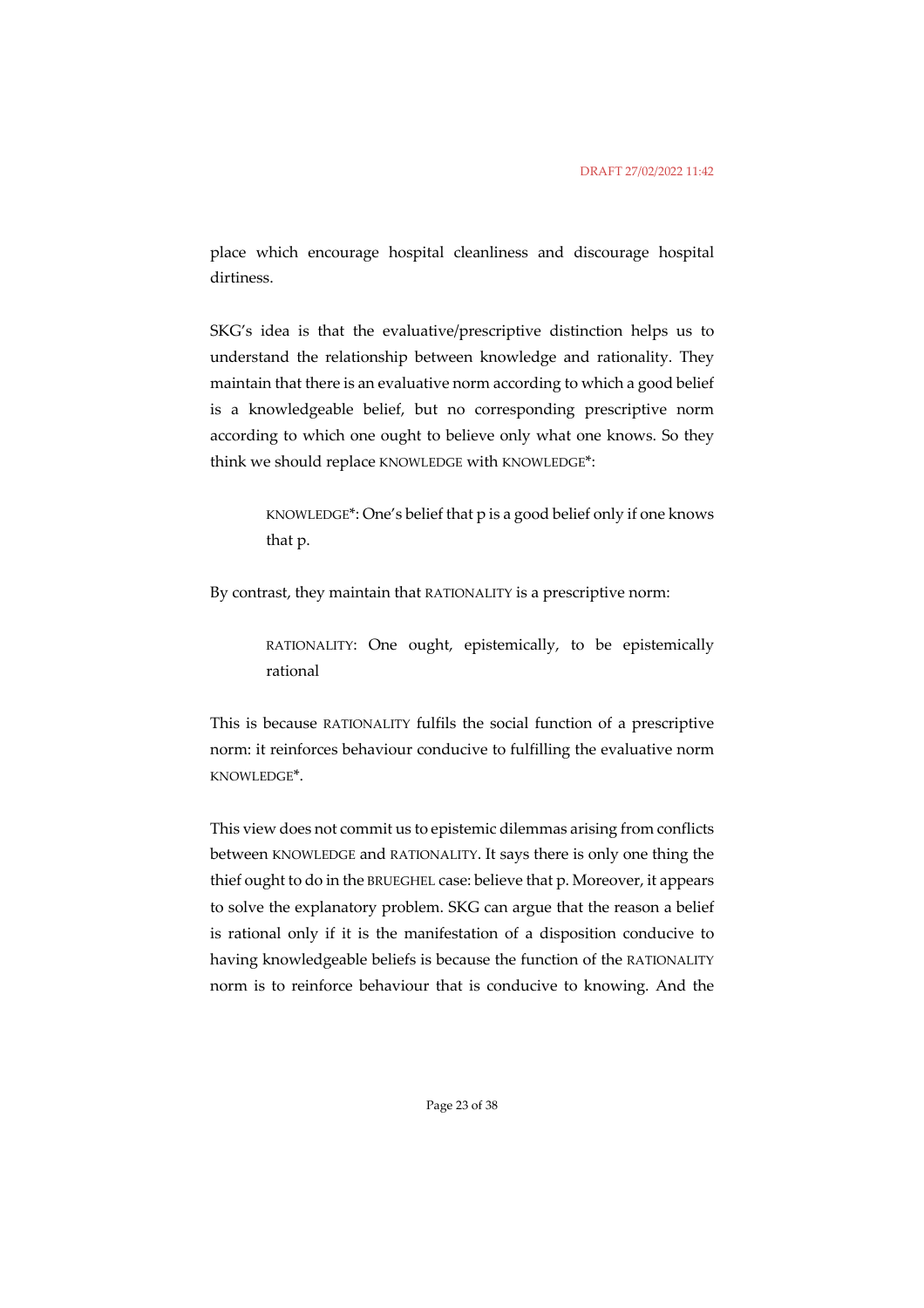place which encourage hospital cleanliness and discourage hospital dirtiness.

SKG's idea is that the evaluative/prescriptive distinction helps us to understand the relationship between knowledge and rationality. They maintain that there is an evaluative norm according to which a good belief is a knowledgeable belief, but no corresponding prescriptive norm according to which one ought to believe only what one knows. So they think we should replace KNOWLEDGE with KNOWLEDGE*:

> KNOWLEDGE*: One's belief that p is a good belief only if one knows that p.

By contrast, they maintain that RATIONALITY is a prescriptive norm:

> RATIONALITY: One ought, epistemically, to be epistemically rational

This is because RATIONALITY fulfils the social function of a prescriptive norm: it reinforces behaviour conducive to fulfilling the evaluative norm KNOWLEDGE*.

This view does not commit us to epistemic dilemmas arising from conflicts between KNOWLEDGE and RATIONALITY. It says there is only one thing the thief ought to do in the BRUEGHEL case: believe that p. Moreover, it appears to solve the explanatory problem. SKG can argue that the reason a belief is rational only if it is the manifestation of a disposition conducive to having knowledgeable beliefs is because the function of the RATIONALITY norm is to reinforce behaviour that is conducive to knowing. And the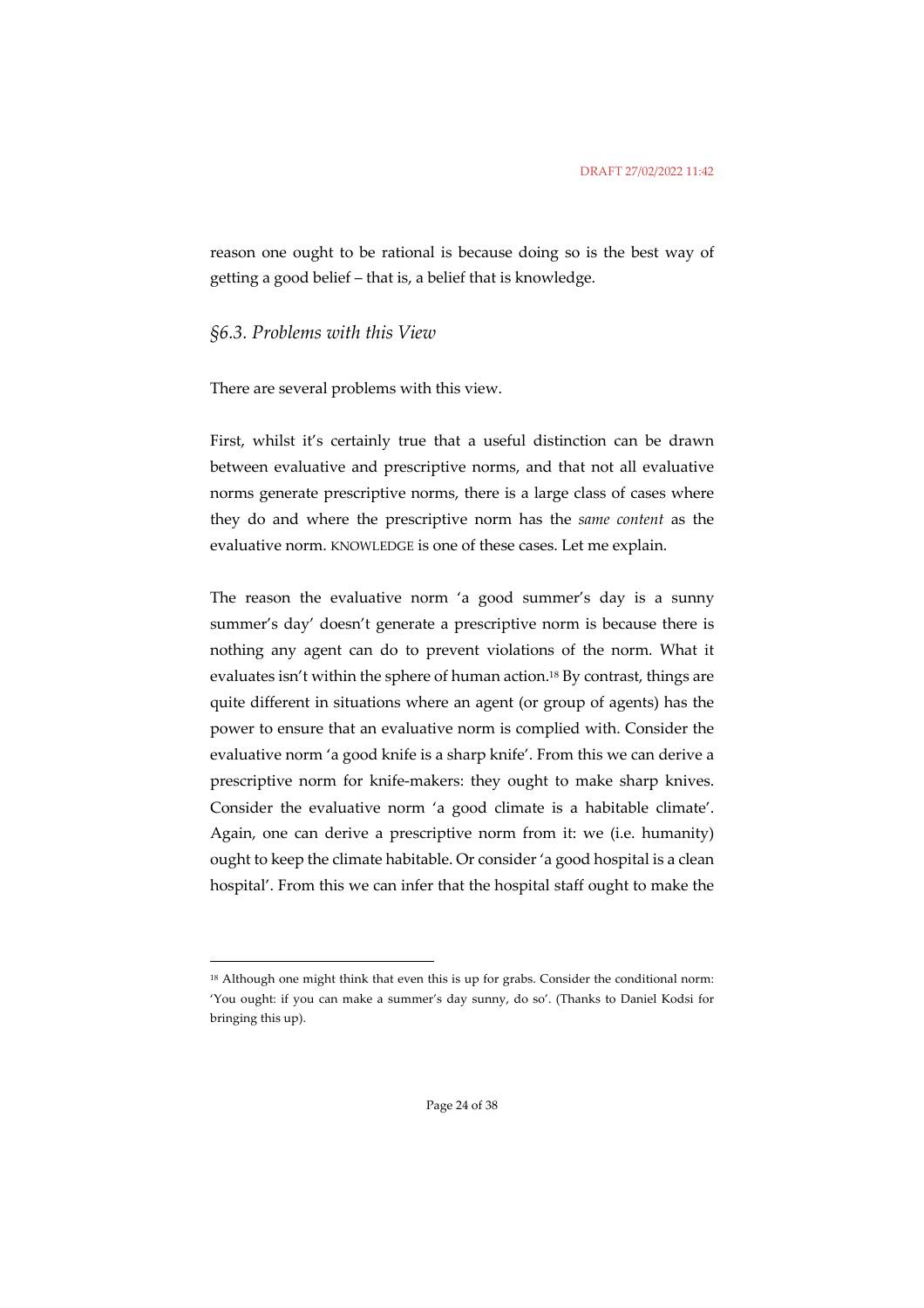reason one ought to be rational is because doing so is the best way of getting a good belief – that is, a belief that is knowledge.

### *§6.3. Problems with this View*

There are several problems with this view.

First, whilst it's certainly true that a useful distinction can be drawn between evaluative and prescriptive norms, and that not all evaluative norms generate prescriptive norms, there is a large class of cases where they do and where the prescriptive norm has the *same content* as the evaluative norm. KNOWLEDGE is one of these cases. Let me explain.

The reason the evaluative norm 'a good summer's day is a sunny summer's day' doesn't generate a prescriptive norm is because there is nothing any agent can do to prevent violations of the norm. What it evaluates isn't within the sphere of human action.[18] By contrast, things are quite different in situations where an agent (or group of agents) has the power to ensure that an evaluative norm is complied with. Consider the evaluative norm 'a good knife is a sharp knife'. From this we can derive a prescriptive norm for knife-makers: they ought to make sharp knives. Consider the evaluative norm 'a good climate is a habitable climate'. Again, one can derive a prescriptive norm from it: we (i.e. humanity) ought to keep the climate habitable. Or consider 'a good hospital is a clean hospital'. From this we can infer that the hospital staff ought to make the

---

[18] Although one might think that even this is up for grabs. Consider the conditional norm: 'You ought: if you can make a summer's day sunny, do so'. (Thanks to Daniel Kodsi for bringing this up).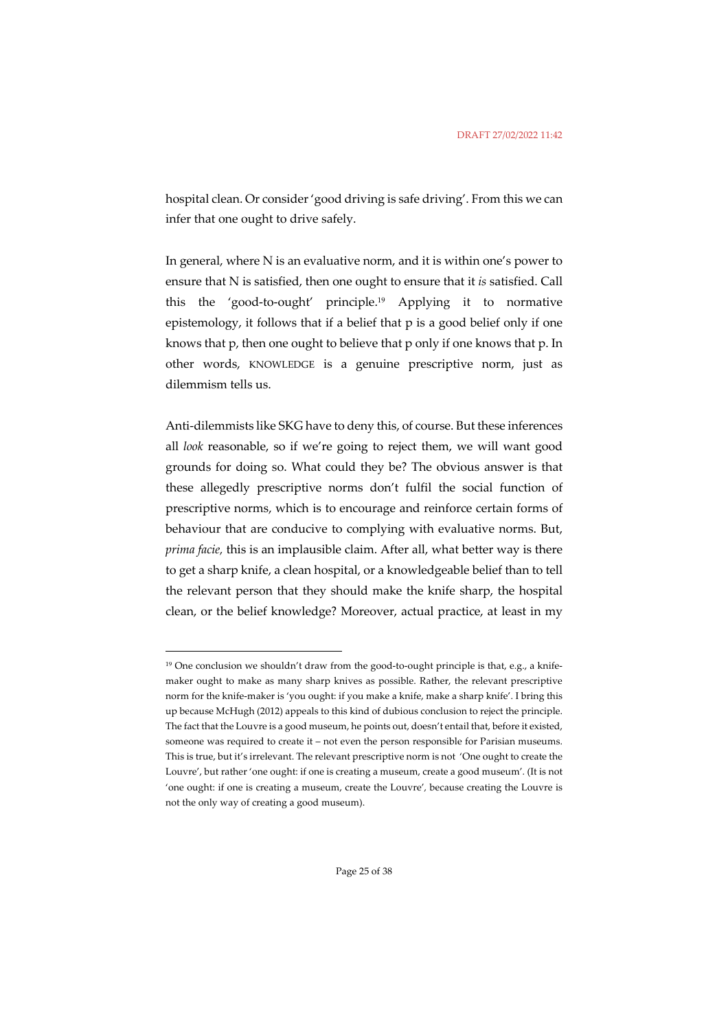hospital clean. Or consider 'good driving is safe driving'. From this we can infer that one ought to drive safely.

In general, where N is an evaluative norm, and it is within one's power to ensure that N is satisfied, then one ought to ensure that it *is* satisfied. Call this the 'good-to-ought' principle.[19] Applying it to normative epistemology, it follows that if a belief that p is a good belief only if one knows that p, then one ought to believe that p only if one knows that p. In other words, KNOWLEDGE is a genuine prescriptive norm, just as dilemmism tells us.

Anti-dilemmists like SKG have to deny this, of course. But these inferences all *look* reasonable, so if we're going to reject them, we will want good grounds for doing so. What could they be? The obvious answer is that these allegedly prescriptive norms don't fulfil the social function of prescriptive norms, which is to encourage and reinforce certain forms of behaviour that are conducive to complying with evaluative norms. But, *prima facie,* this is an implausible claim. After all, what better way is there to get a sharp knife, a clean hospital, or a knowledgeable belief than to tell the relevant person that they should make the knife sharp, the hospital clean, or the belief knowledge? Moreover, actual practice, at least in my

---

[19] One conclusion we shouldn't draw from the good-to-ought principle is that, e.g., a knife-maker ought to make as many sharp knives as possible. Rather, the relevant prescriptive norm for the knife-maker is 'you ought: if you make a knife, make a sharp knife'. I bring this up because McHugh (2012) appeals to this kind of dubious conclusion to reject the principle. The fact that the Louvre is a good museum, he points out, doesn't entail that, before it existed, someone was required to create it – not even the person responsible for Parisian museums. This is true, but it's irrelevant. The relevant prescriptive norm is not 'One ought to create the Louvre', but rather 'one ought: if one is creating a museum, create a good museum'. (It is not 'one ought: if one is creating a museum, create the Louvre', because creating the Louvre is not the only way of creating a good museum).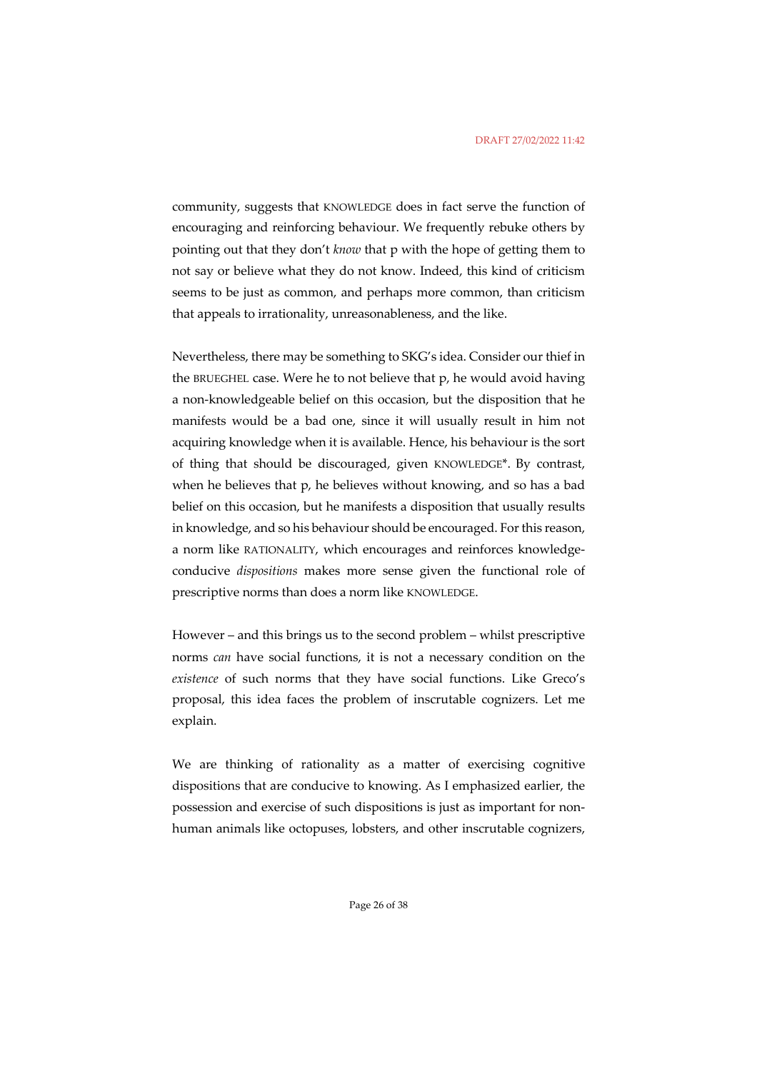community, suggests that KNOWLEDGE does in fact serve the function of encouraging and reinforcing behaviour. We frequently rebuke others by pointing out that they don't *know* that p with the hope of getting them to not say or believe what they do not know. Indeed, this kind of criticism seems to be just as common, and perhaps more common, than criticism that appeals to irrationality, unreasonableness, and the like.

Nevertheless, there may be something to SKG's idea. Consider our thief in the BRUEGHEL case. Were he to not believe that p, he would avoid having a non-knowledgeable belief on this occasion, but the disposition that he manifests would be a bad one, since it will usually result in him not acquiring knowledge when it is available. Hence, his behaviour is the sort of thing that should be discouraged, given KNOWLEDGE*. By contrast, when he believes that p, he believes without knowing, and so has a bad belief on this occasion, but he manifests a disposition that usually results in knowledge, and so his behaviour should be encouraged. For this reason, a norm like RATIONALITY, which encourages and reinforces knowledge-conducive *dispositions* makes more sense given the functional role of prescriptive norms than does a norm like KNOWLEDGE.

However – and this brings us to the second problem – whilst prescriptive norms *can* have social functions, it is not a necessary condition on the *existence* of such norms that they have social functions. Like Greco's proposal, this idea faces the problem of inscrutable cognizers. Let me explain.

We are thinking of rationality as a matter of exercising cognitive dispositions that are conducive to knowing. As I emphasized earlier, the possession and exercise of such dispositions is just as important for non-human animals like octopuses, lobsters, and other inscrutable cognizers,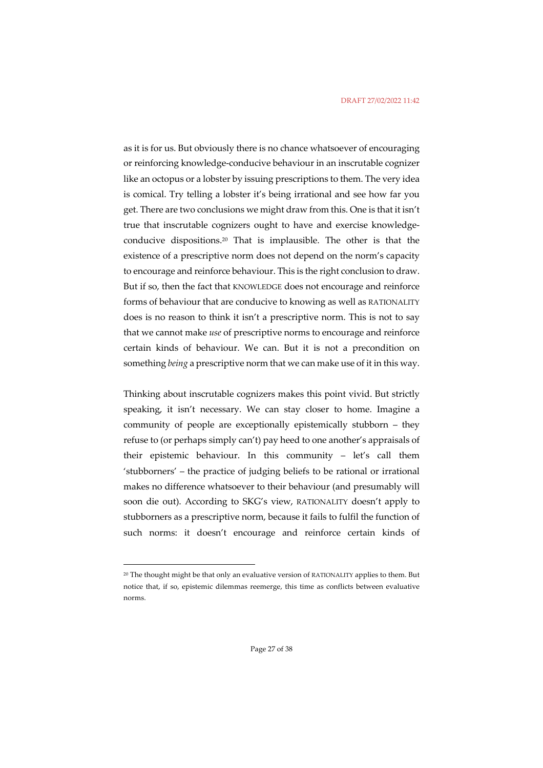as it is for us. But obviously there is no chance whatsoever of encouraging or reinforcing knowledge-conducive behaviour in an inscrutable cognizer like an octopus or a lobster by issuing prescriptions to them. The very idea is comical. Try telling a lobster it's being irrational and see how far you get. There are two conclusions we might draw from this. One is that it isn't true that inscrutable cognizers ought to have and exercise knowledge-conducive dispositions.[20] That is implausible. The other is that the existence of a prescriptive norm does not depend on the norm's capacity to encourage and reinforce behaviour. This is the right conclusion to draw. But if so, then the fact that KNOWLEDGE does not encourage and reinforce forms of behaviour that are conducive to knowing as well as RATIONALITY does is no reason to think it isn't a prescriptive norm. This is not to say that we cannot make *use* of prescriptive norms to encourage and reinforce certain kinds of behaviour. We can. But it is not a precondition on something *being* a prescriptive norm that we can make use of it in this way.

Thinking about inscrutable cognizers makes this point vivid. But strictly speaking, it isn't necessary. We can stay closer to home. Imagine a community of people are exceptionally epistemically stubborn – they refuse to (or perhaps simply can't) pay heed to one another's appraisals of their epistemic behaviour. In this community – let's call them 'stubborners' – the practice of judging beliefs to be rational or irrational makes no difference whatsoever to their behaviour (and presumably will soon die out). According to SKG's view, RATIONALITY doesn't apply to stubborners as a prescriptive norm, because it fails to fulfil the function of such norms: it doesn't encourage and reinforce certain kinds of

[20] The thought might be that only an evaluative version of RATIONALITY applies to them. But notice that, if so, epistemic dilemmas reemerge, this time as conflicts between evaluative norms.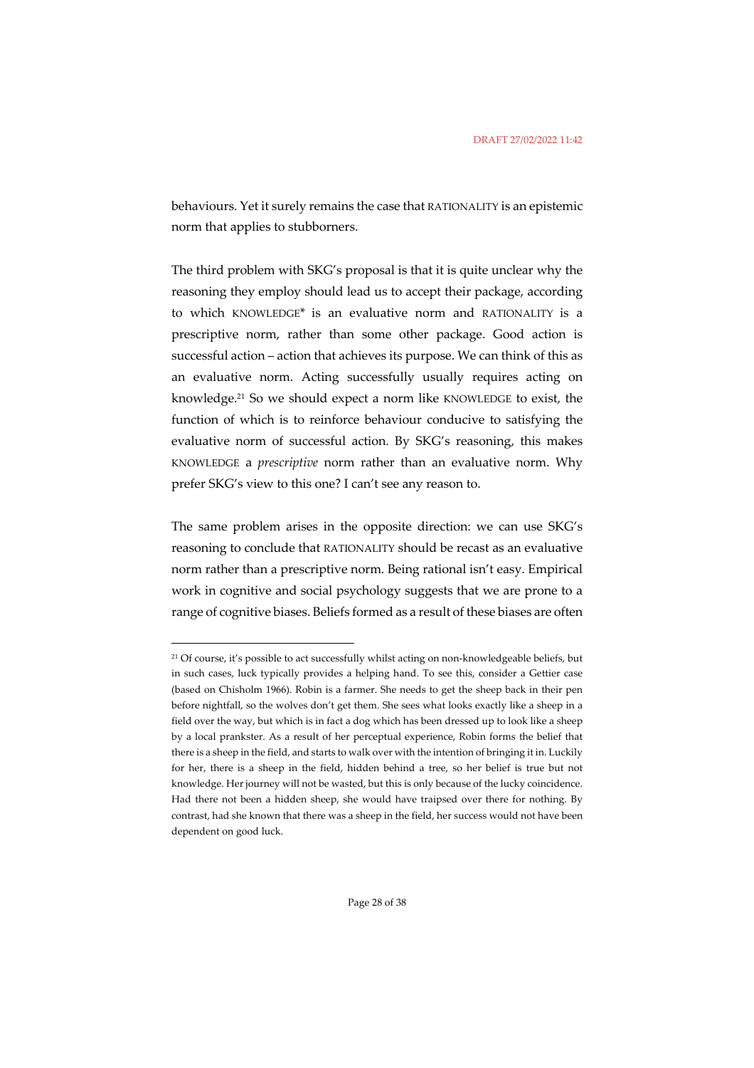behaviours. Yet it surely remains the case that RATIONALITY is an epistemic norm that applies to stubborners.

The third problem with SKG's proposal is that it is quite unclear why the reasoning they employ should lead us to accept their package, according to which KNOWLEDGE* is an evaluative norm and RATIONALITY is a prescriptive norm, rather than some other package. Good action is successful action – action that achieves its purpose. We can think of this as an evaluative norm. Acting successfully usually requires acting on knowledge.[21] So we should expect a norm like KNOWLEDGE to exist, the function of which is to reinforce behaviour conducive to satisfying the evaluative norm of successful action. By SKG's reasoning, this makes KNOWLEDGE a *prescriptive* norm rather than an evaluative norm. Why prefer SKG's view to this one? I can't see any reason to.

The same problem arises in the opposite direction: we can use SKG's reasoning to conclude that RATIONALITY should be recast as an evaluative norm rather than a prescriptive norm. Being rational isn't easy. Empirical work in cognitive and social psychology suggests that we are prone to a range of cognitive biases. Beliefs formed as a result of these biases are often

---

[21] Of course, it's possible to act successfully whilst acting on non-knowledgeable beliefs, but in such cases, luck typically provides a helping hand. To see this, consider a Gettier case (based on Chisholm 1966). Robin is a farmer. She needs to get the sheep back in their pen before nightfall, so the wolves don't get them. She sees what looks exactly like a sheep in a field over the way, but which is in fact a dog which has been dressed up to look like a sheep by a local prankster. As a result of her perceptual experience, Robin forms the belief that there is a sheep in the field, and starts to walk over with the intention of bringing it in. Luckily for her, there is a sheep in the field, hidden behind a tree, so her belief is true but not knowledge. Her journey will not be wasted, but this is only because of the lucky coincidence. Had there not been a hidden sheep, she would have traipsed over there for nothing. By contrast, had she known that there was a sheep in the field, her success would not have been dependent on good luck.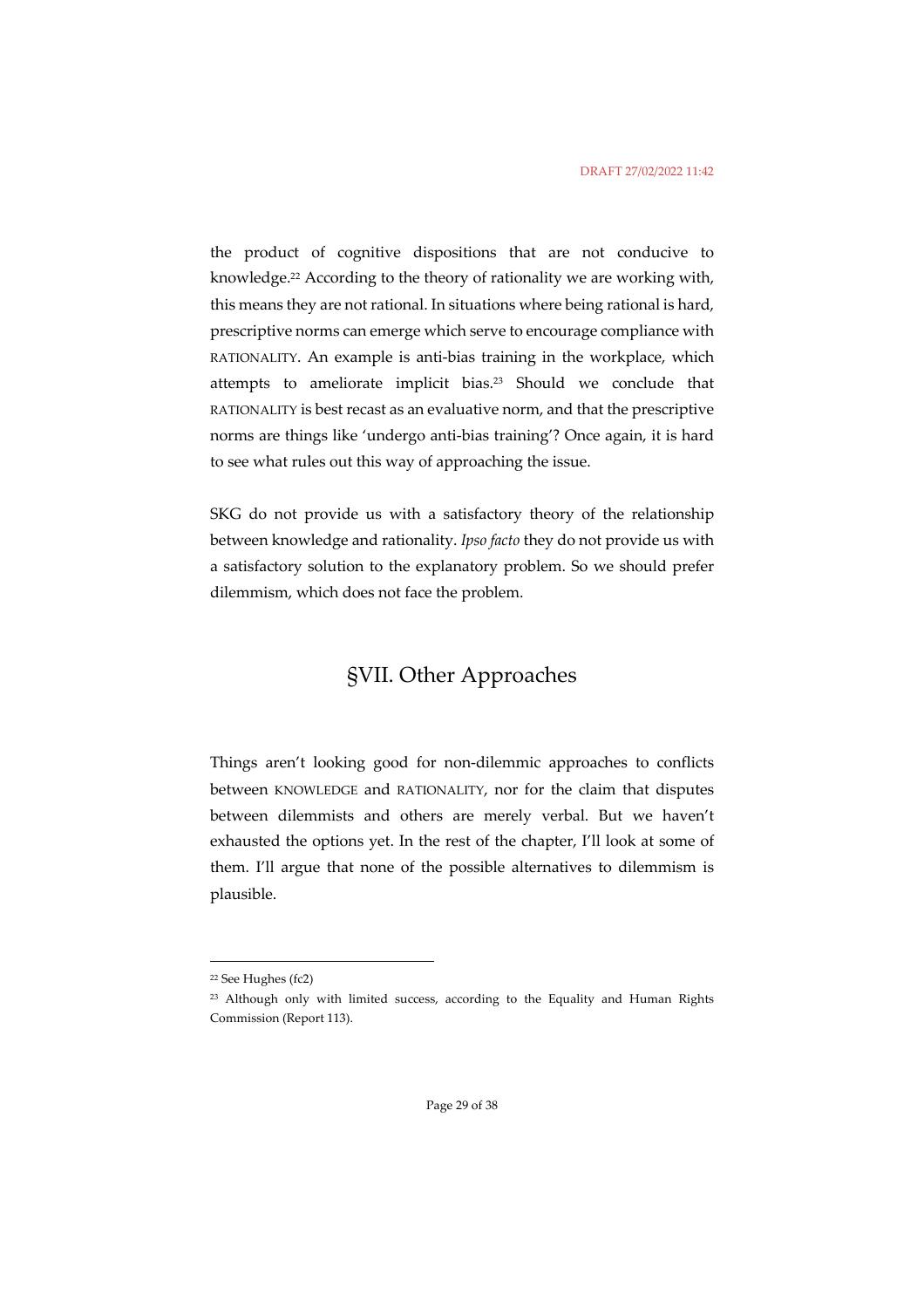the product of cognitive dispositions that are not conducive to knowledge.[22] According to the theory of rationality we are working with, this means they are not rational. In situations where being rational is hard, prescriptive norms can emerge which serve to encourage compliance with RATIONALITY. An example is anti-bias training in the workplace, which attempts to ameliorate implicit bias.[23] Should we conclude that RATIONALITY is best recast as an evaluative norm, and that the prescriptive norms are things like 'undergo anti-bias training'? Once again, it is hard to see what rules out this way of approaching the issue.

SKG do not provide us with a satisfactory theory of the relationship between knowledge and rationality. *Ipso facto* they do not provide us with a satisfactory solution to the explanatory problem. So we should prefer dilemmism, which does not face the problem.

## §VII. Other Approaches

Things aren't looking good for non-dilemmic approaches to conflicts between KNOWLEDGE and RATIONALITY, nor for the claim that disputes between dilemmists and others are merely verbal. But we haven't exhausted the options yet. In the rest of the chapter, I'll look at some of them. I'll argue that none of the possible alternatives to dilemmism is plausible.

---

[22] See Hughes (fc2)

[23] Although only with limited success, according to the Equality and Human Rights Commission (Report 113).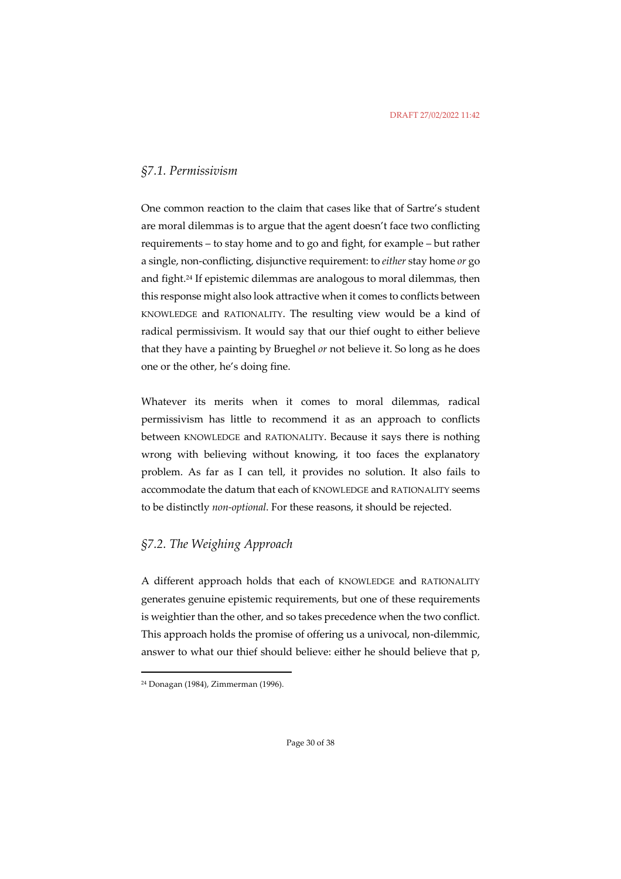## *§7.1. Permissivism*

One common reaction to the claim that cases like that of Sartre's student are moral dilemmas is to argue that the agent doesn't face two conflicting requirements – to stay home and to go and fight, for example – but rather a single, non-conflicting, disjunctive requirement: to *either* stay home *or* go and fight.[24] If epistemic dilemmas are analogous to moral dilemmas, then this response might also look attractive when it comes to conflicts between KNOWLEDGE and RATIONALITY. The resulting view would be a kind of radical permissivism. It would say that our thief ought to either believe that they have a painting by Brueghel *or* not believe it. So long as he does one or the other, he's doing fine.

Whatever its merits when it comes to moral dilemmas, radical permissivism has little to recommend it as an approach to conflicts between KNOWLEDGE and RATIONALITY. Because it says there is nothing wrong with believing without knowing, it too faces the explanatory problem. As far as I can tell, it provides no solution. It also fails to accommodate the datum that each of KNOWLEDGE and RATIONALITY seems to be distinctly *non-optional*. For these reasons, it should be rejected.

## *§7.2. The Weighing Approach*

A different approach holds that each of KNOWLEDGE and RATIONALITY generates genuine epistemic requirements, but one of these requirements is weightier than the other, and so takes precedence when the two conflict. This approach holds the promise of offering us a univocal, non-dilemmic, answer to what our thief should believe: either he should believe that p,

---

[24] Donagan (1984), Zimmerman (1996).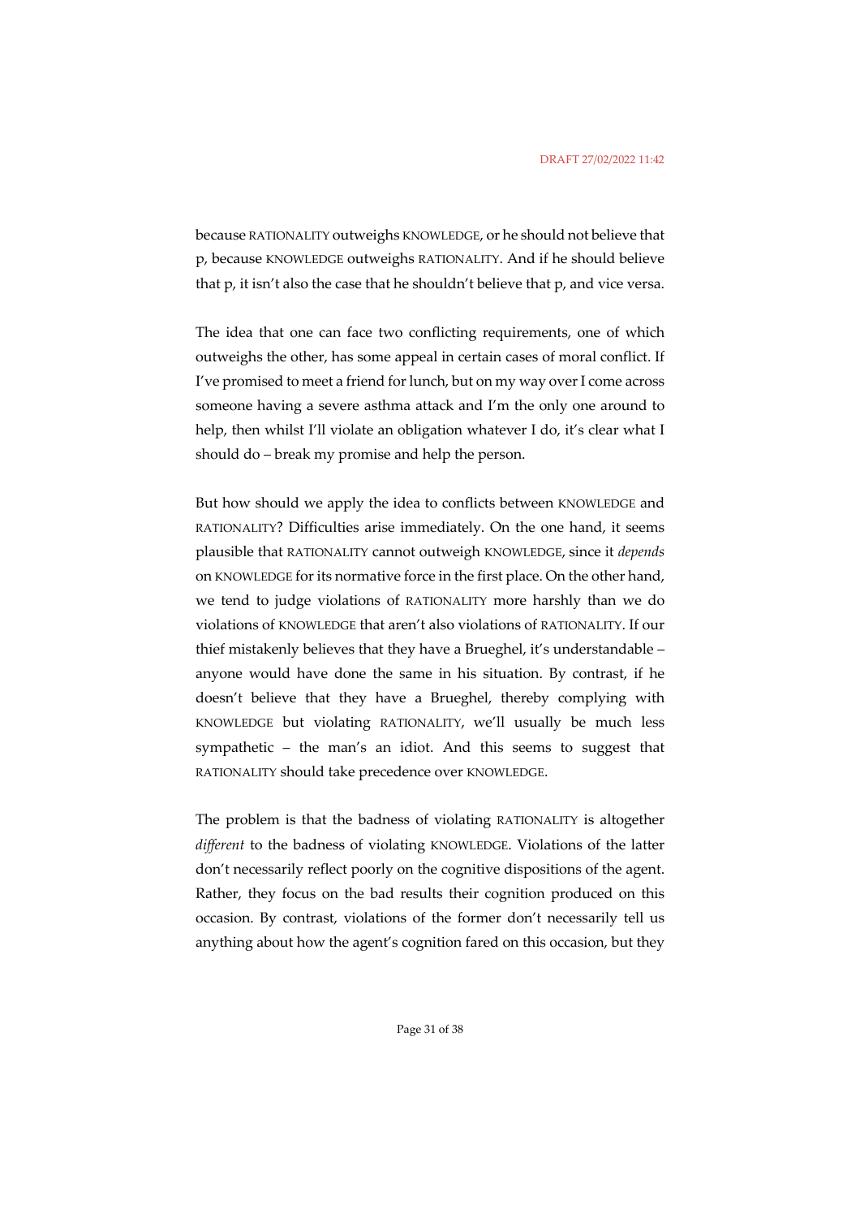because RATIONALITY outweighs KNOWLEDGE, or he should not believe that p, because KNOWLEDGE outweighs RATIONALITY. And if he should believe that p, it isn't also the case that he shouldn't believe that p, and vice versa.

The idea that one can face two conflicting requirements, one of which outweighs the other, has some appeal in certain cases of moral conflict. If I've promised to meet a friend for lunch, but on my way over I come across someone having a severe asthma attack and I'm the only one around to help, then whilst I'll violate an obligation whatever I do, it's clear what I should do – break my promise and help the person.

But how should we apply the idea to conflicts between KNOWLEDGE and RATIONALITY? Difficulties arise immediately. On the one hand, it seems plausible that RATIONALITY cannot outweigh KNOWLEDGE, since it *depends* on KNOWLEDGE for its normative force in the first place. On the other hand, we tend to judge violations of RATIONALITY more harshly than we do violations of KNOWLEDGE that aren't also violations of RATIONALITY. If our thief mistakenly believes that they have a Brueghel, it's understandable – anyone would have done the same in his situation. By contrast, if he doesn't believe that they have a Brueghel, thereby complying with KNOWLEDGE but violating RATIONALITY, we'll usually be much less sympathetic – the man's an idiot. And this seems to suggest that RATIONALITY should take precedence over KNOWLEDGE.

The problem is that the badness of violating RATIONALITY is altogether *different* to the badness of violating KNOWLEDGE. Violations of the latter don't necessarily reflect poorly on the cognitive dispositions of the agent. Rather, they focus on the bad results their cognition produced on this occasion. By contrast, violations of the former don't necessarily tell us anything about how the agent's cognition fared on this occasion, but they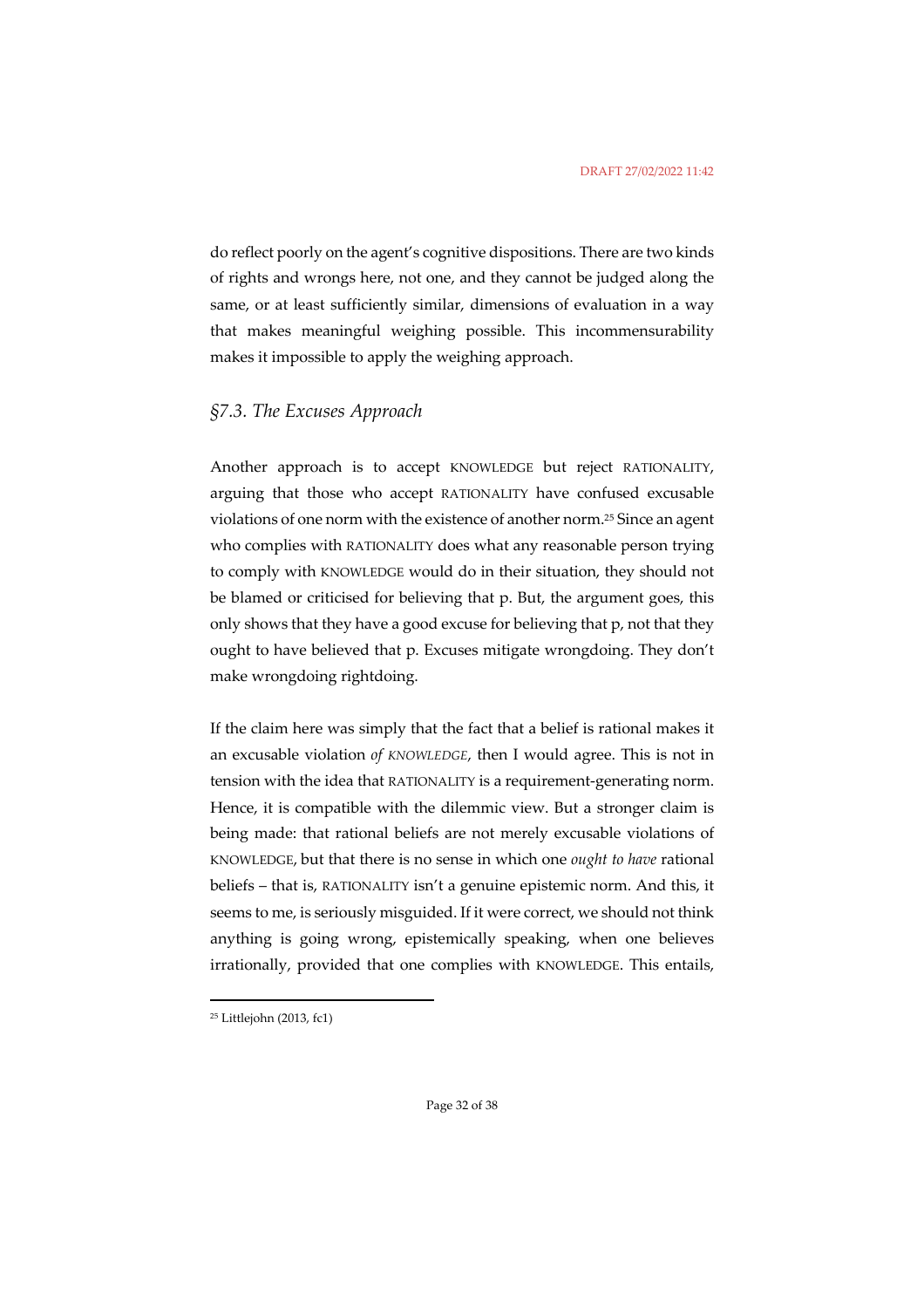do reflect poorly on the agent's cognitive dispositions. There are two kinds of rights and wrongs here, not one, and they cannot be judged along the same, or at least sufficiently similar, dimensions of evaluation in a way that makes meaningful weighing possible. This incommensurability makes it impossible to apply the weighing approach.

## *§7.3. The Excuses Approach*

Another approach is to accept KNOWLEDGE but reject RATIONALITY, arguing that those who accept RATIONALITY have confused excusable violations of one norm with the existence of another norm.[25] Since an agent who complies with RATIONALITY does what any reasonable person trying to comply with KNOWLEDGE would do in their situation, they should not be blamed or criticised for believing that p. But, the argument goes, this only shows that they have a good excuse for believing that p, not that they ought to have believed that p. Excuses mitigate wrongdoing. They don't make wrongdoing rightdoing.

If the claim here was simply that the fact that a belief is rational makes it an excusable violation *of KNOWLEDGE*, then I would agree. This is not in tension with the idea that RATIONALITY is a requirement-generating norm. Hence, it is compatible with the dilemmic view. But a stronger claim is being made: that rational beliefs are not merely excusable violations of KNOWLEDGE, but that there is no sense in which one *ought to have* rational beliefs – that is, RATIONALITY isn't a genuine epistemic norm. And this, it seems to me, is seriously misguided. If it were correct, we should not think anything is going wrong, epistemically speaking, when one believes irrationally, provided that one complies with KNOWLEDGE. This entails,

---

[25] Littlejohn (2013, fc1)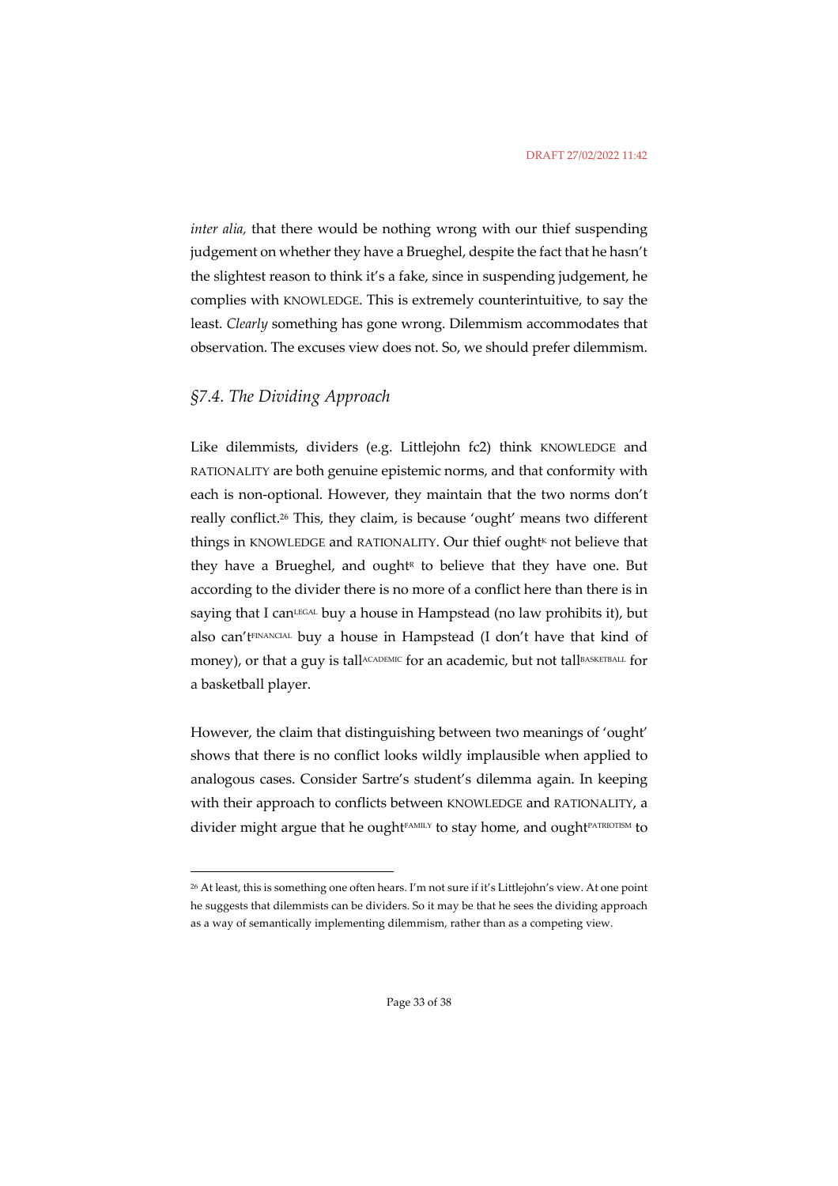*inter alia,* that there would be nothing wrong with our thief suspending judgement on whether they have a Brueghel, despite the fact that he hasn't the slightest reason to think it's a fake, since in suspending judgement, he complies with KNOWLEDGE. This is extremely counterintuitive, to say the least. *Clearly* something has gone wrong. Dilemmism accommodates that observation. The excuses view does not. So, we should prefer dilemmism.

## *§7.4. The Dividing Approach*

Like dilemmists, dividers (e.g. Littlejohn fc2) think KNOWLEDGE and RATIONALITY are both genuine epistemic norms, and that conformity with each is non-optional. However, they maintain that the two norms don't really conflict.[26] This, they claim, is because 'ought' means two different things in KNOWLEDGE and RATIONALITY. Our thief ought$^{K}$ not believe that they have a Brueghel, and ought$^{R}$ to believe that they have one. But according to the divider there is no more of a conflict here than there is in saying that I can$^{LEGAL}$ buy a house in Hampstead (no law prohibits it), but also can't$^{FINANCIAL}$ buy a house in Hampstead (I don't have that kind of money), or that a guy is tall$^{ACADEMIC}$ for an academic, but not tall$^{BASKETBALL}$ for a basketball player.

However, the claim that distinguishing between two meanings of 'ought' shows that there is no conflict looks wildly implausible when applied to analogous cases. Consider Sartre's student's dilemma again. In keeping with their approach to conflicts between KNOWLEDGE and RATIONALITY, a divider might argue that he ought$^{FAMILY}$ to stay home, and ought$^{PATRIOTISM}$ to

---

[26] At least, this is something one often hears. I'm not sure if it's Littlejohn's view. At one point he suggests that dilemmists can be dividers. So it may be that he sees the dividing approach as a way of semantically implementing dilemmism, rather than as a competing view.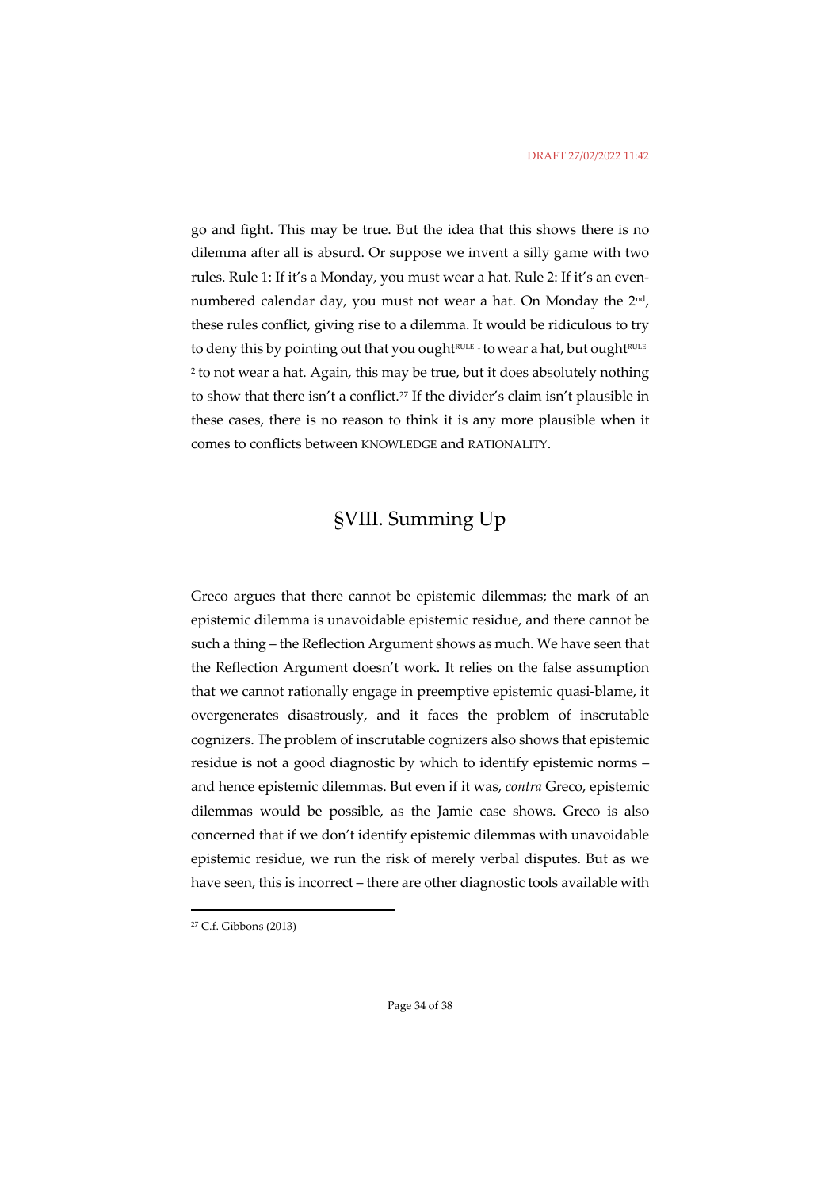go and fight. This may be true. But the idea that this shows there is no dilemma after all is absurd. Or suppose we invent a silly game with two rules. Rule 1: If it's a Monday, you must wear a hat. Rule 2: If it's an even-numbered calendar day, you must not wear a hat. On Monday the 2nd, these rules conflict, giving rise to a dilemma. It would be ridiculous to try to deny this by pointing out that you ought$^{\text{RULE-1}}$ to wear a hat, but ought$^{\text{RULE-2}}$ to not wear a hat. Again, this may be true, but it does absolutely nothing to show that there isn't a conflict.[27] If the divider's claim isn't plausible in these cases, there is no reason to think it is any more plausible when it comes to conflicts between KNOWLEDGE and RATIONALITY.

## §VIII. Summing Up

Greco argues that there cannot be epistemic dilemmas; the mark of an epistemic dilemma is unavoidable epistemic residue, and there cannot be such a thing – the Reflection Argument shows as much. We have seen that the Reflection Argument doesn't work. It relies on the false assumption that we cannot rationally engage in preemptive epistemic quasi-blame, it overgenerates disastrously, and it faces the problem of inscrutable cognizers. The problem of inscrutable cognizers also shows that epistemic residue is not a good diagnostic by which to identify epistemic norms – and hence epistemic dilemmas. But even if it was, *contra* Greco, epistemic dilemmas would be possible, as the Jamie case shows. Greco is also concerned that if we don't identify epistemic dilemmas with unavoidable epistemic residue, we run the risk of merely verbal disputes. But as we have seen, this is incorrect – there are other diagnostic tools available with

---

[27] C.f. Gibbons (2013)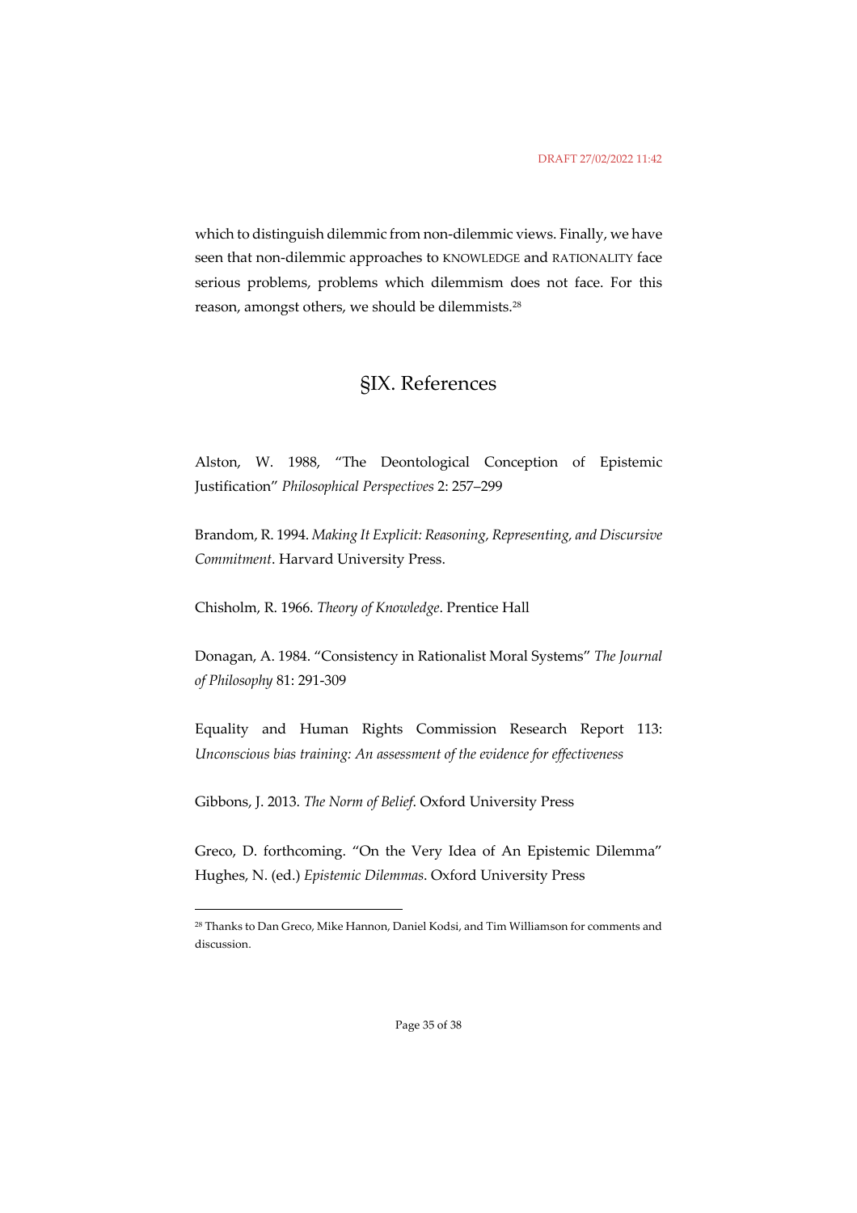which to distinguish dilemmic from non-dilemmic views. Finally, we have seen that non-dilemmic approaches to KNOWLEDGE and RATIONALITY face serious problems, problems which dilemmism does not face. For this reason, amongst others, we should be dilemmists.[28]

## §IX. References

Alston, W. 1988, "The Deontological Conception of Epistemic Justification" *Philosophical Perspectives* 2: 257–299

Brandom, R. 1994. *Making It Explicit: Reasoning, Representing, and Discursive Commitment*. Harvard University Press.

Chisholm, R. 1966. *Theory of Knowledge*. Prentice Hall

Donagan, A. 1984. "Consistency in Rationalist Moral Systems" *The Journal of Philosophy* 81: 291-309

Equality and Human Rights Commission Research Report 113: *Unconscious bias training: An assessment of the evidence for effectiveness*

Gibbons, J. 2013. *The Norm of Belief*. Oxford University Press

Greco, D. forthcoming. "On the Very Idea of An Epistemic Dilemma" Hughes, N. (ed.) *Epistemic Dilemmas*. Oxford University Press

[28] Thanks to Dan Greco, Mike Hannon, Daniel Kodsi, and Tim Williamson for comments and discussion.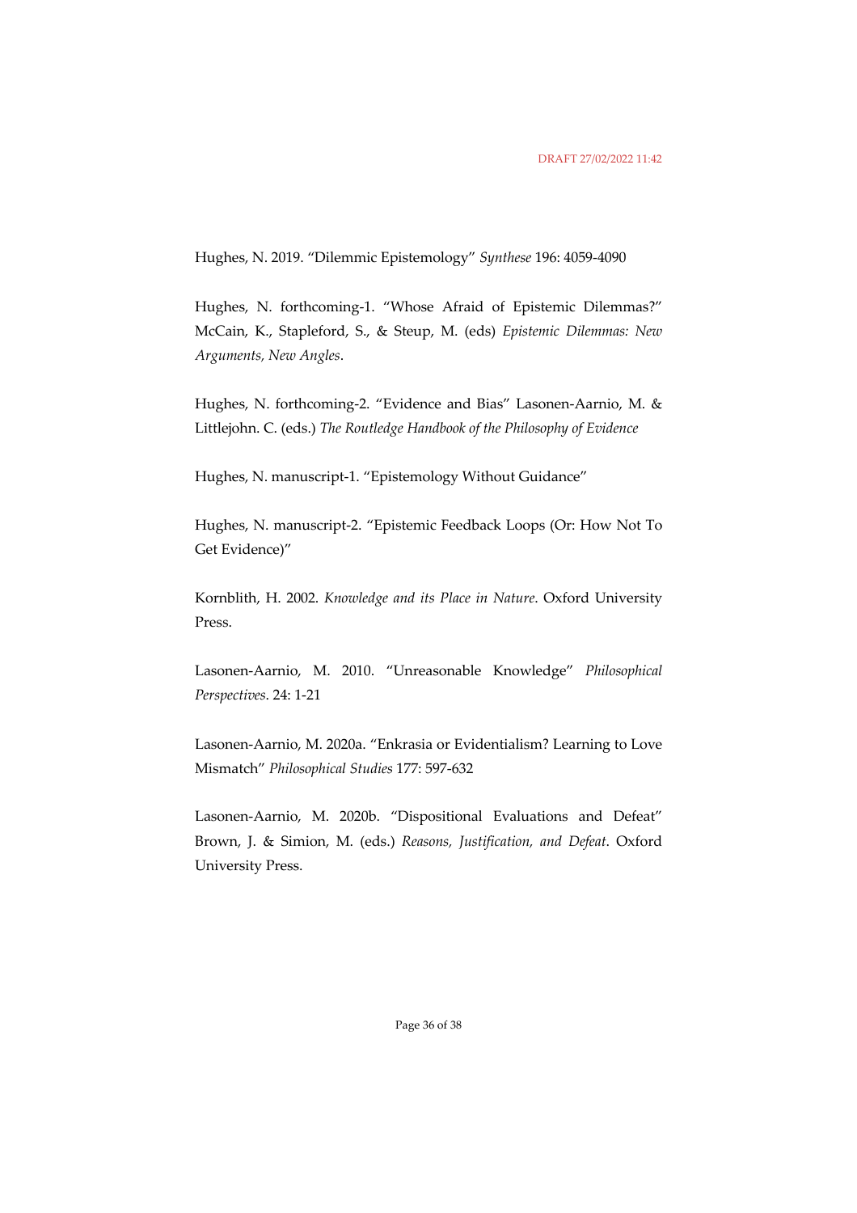Hughes, N. 2019. "Dilemmic Epistemology" *Synthese* 196: 4059-4090

Hughes, N. forthcoming-1. "Whose Afraid of Epistemic Dilemmas?" McCain, K., Stapleford, S., & Steup, M. (eds) *Epistemic Dilemmas: New Arguments, New Angles*.

Hughes, N. forthcoming-2. "Evidence and Bias" Lasonen-Aarnio, M. & Littlejohn. C. (eds.) *The Routledge Handbook of the Philosophy of Evidence*

Hughes, N. manuscript-1. "Epistemology Without Guidance"

Hughes, N. manuscript-2. "Epistemic Feedback Loops (Or: How Not To Get Evidence)"

Kornblith, H. 2002. *Knowledge and its Place in Nature*. Oxford University Press.

Lasonen-Aarnio, M. 2010. "Unreasonable Knowledge" *Philosophical Perspectives*. 24: 1-21

Lasonen-Aarnio, M. 2020a. "Enkrasia or Evidentialism? Learning to Love Mismatch" *Philosophical Studies* 177: 597-632

Lasonen-Aarnio, M. 2020b. "Dispositional Evaluations and Defeat" Brown, J. & Simion, M. (eds.) *Reasons, Justification, and Defeat*. Oxford University Press.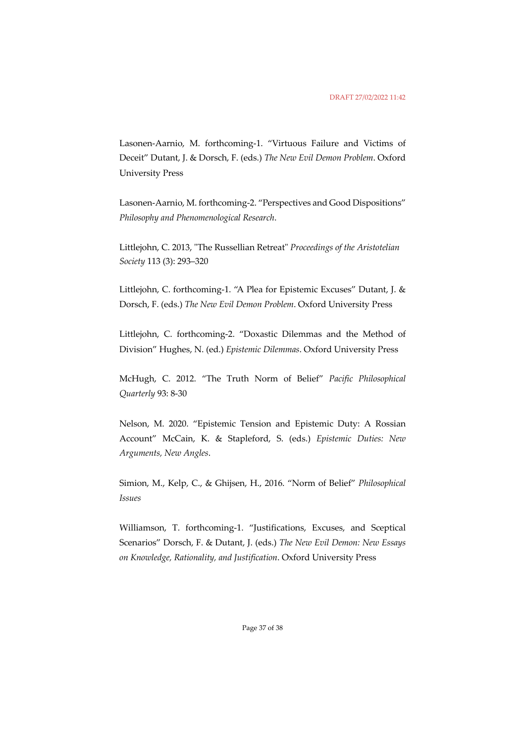Lasonen-Aarnio, M. forthcoming-1. “Virtuous Failure and Victims of Deceit” Dutant, J. & Dorsch, F. (eds.) *The New Evil Demon Problem*. Oxford University Press

Lasonen-Aarnio, M. forthcoming-2. “Perspectives and Good Dispositions” *Philosophy and Phenomenological Research*.

Littlejohn, C. 2013, "The Russellian Retreat" *Proceedings of the Aristotelian Society* 113 (3): 293–320

Littlejohn, C. forthcoming-1. “A Plea for Epistemic Excuses” Dutant, J. & Dorsch, F. (eds.) *The New Evil Demon Problem*. Oxford University Press

Littlejohn, C. forthcoming-2. “Doxastic Dilemmas and the Method of Division” Hughes, N. (ed.) *Epistemic Dilemmas*. Oxford University Press

McHugh, C. 2012. “The Truth Norm of Belief” *Pacific Philosophical Quarterly* 93: 8-30

Nelson, M. 2020. “Epistemic Tension and Epistemic Duty: A Rossian Account” McCain, K. & Stapleford, S. (eds.) *Epistemic Duties: New Arguments, New Angles*.

Simion, M., Kelp, C., & Ghijsen, H., 2016. “Norm of Belief” *Philosophical Issues*

Williamson, T. forthcoming-1. “Justifications, Excuses, and Sceptical Scenarios” Dorsch, F. & Dutant, J. (eds.) *The New Evil Demon: New Essays on Knowledge, Rationality, and Justification*. Oxford University Press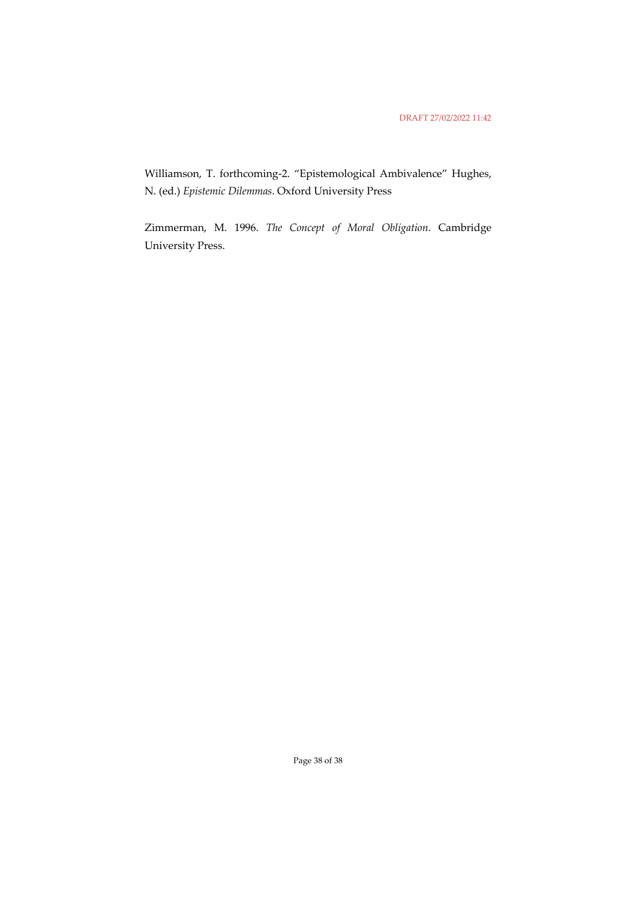Williamson, T. forthcoming-2. “Epistemological Ambivalence” Hughes, N. (ed.) *Epistemic Dilemmas*. Oxford University Press

Zimmerman, M. 1996. *The Concept of Moral Obligation*. Cambridge University Press.